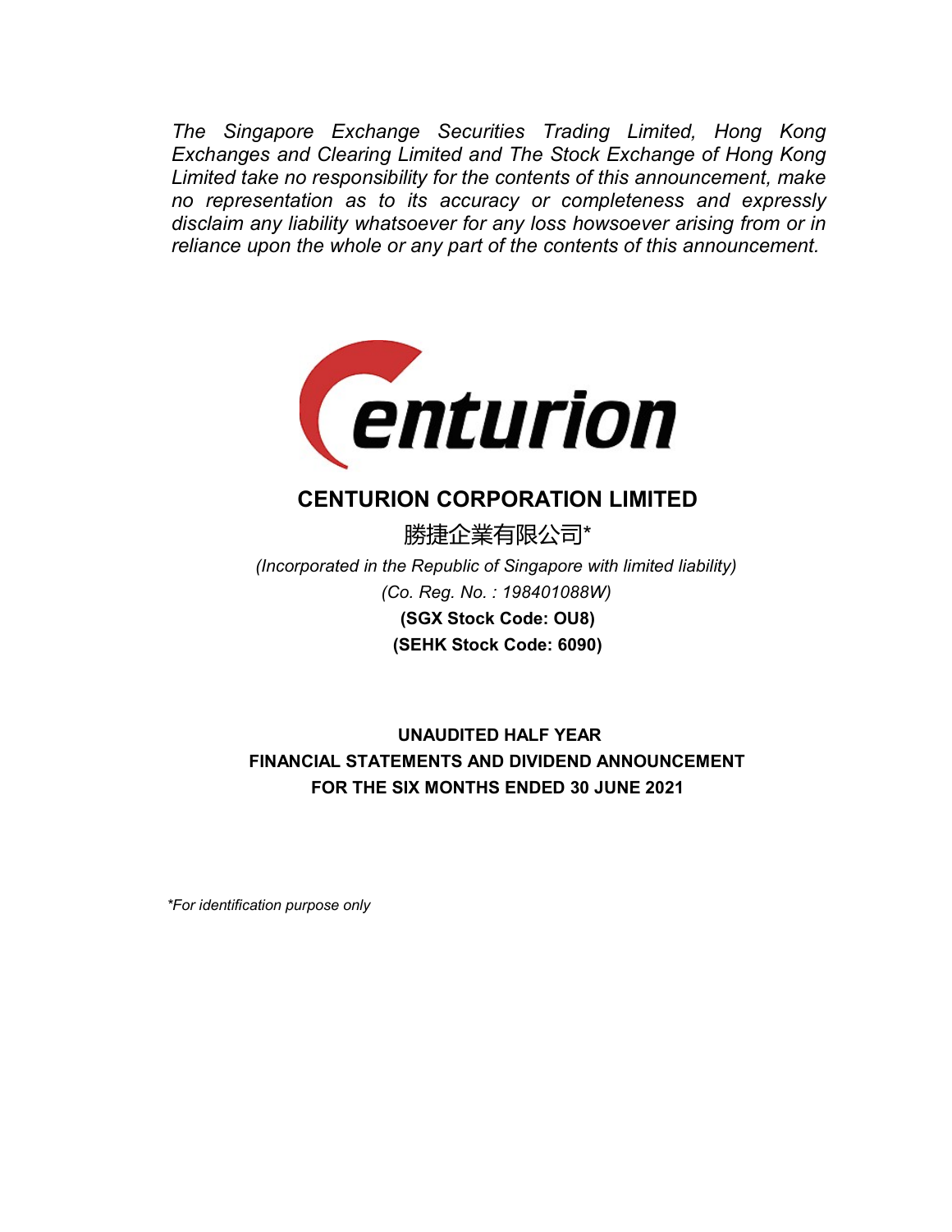*The Singapore Exchange Securities Trading Limited, Hong Kong Exchanges and Clearing Limited and The Stock Exchange of Hong Kong Limited take no responsibility for the contents of this announcement, make no representation as to its accuracy or completeness and expressly disclaim any liability whatsoever for any loss howsoever arising from or in reliance upon the whole or any part of the contents of this announcement.*

# CENTURION CORPORATION LIMITED

勝捷企業有限公司*

*(Incorporated in the Republic of Singapore with limited liability)*

*(Co. Reg. No. : 198401088W)*

**(SGX Stock Code: OU8)**

**(SEHK Stock Code: 6090)**

## UNAUDITED HALF YEAR FINANCIAL STATEMENTS AND DIVIDEND ANNOUNCEMENT FOR THE SIX MONTHS ENDED 30 JUNE 2021

*\*For identification purpose only*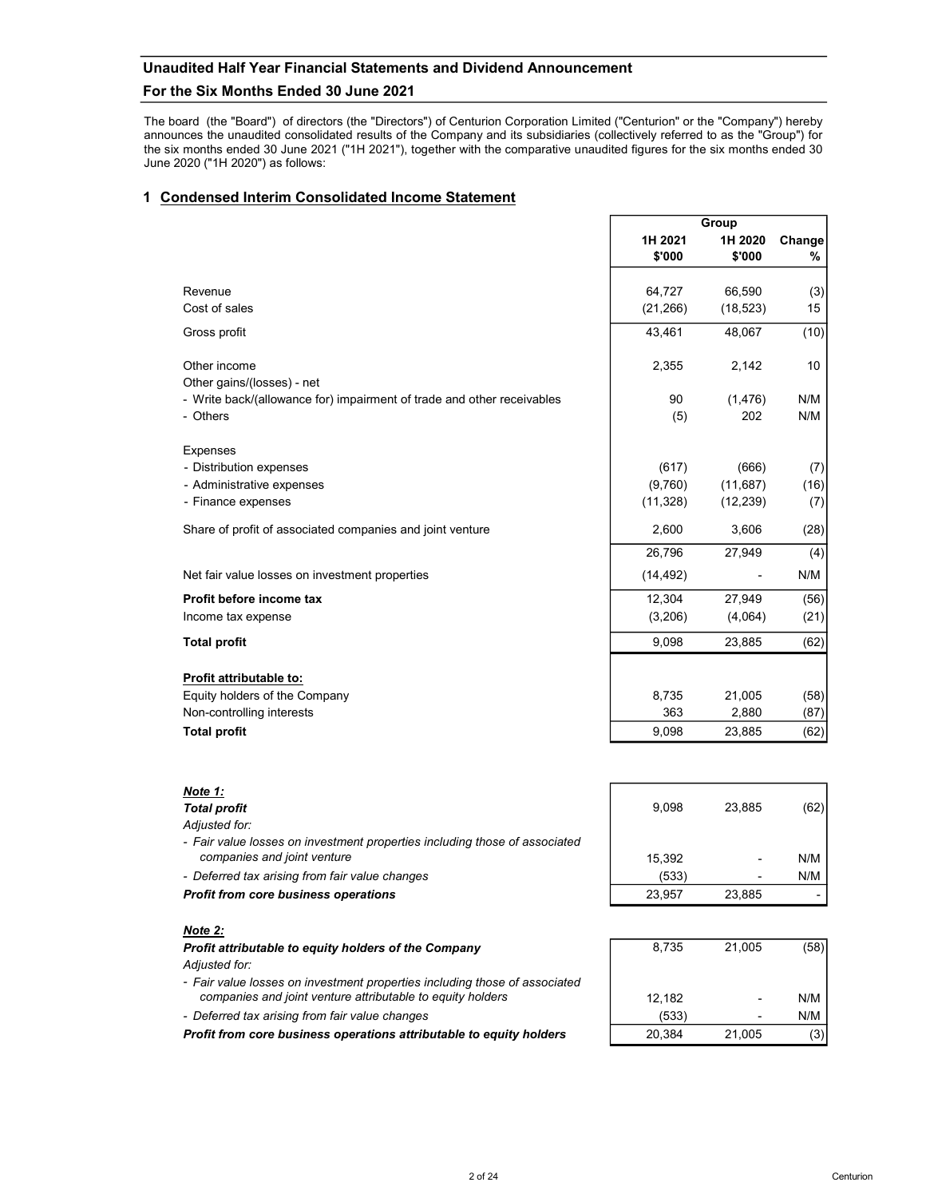## Unaudited Half Year Financial Statements and Dividend Announcement

## For the Six Months Ended 30 June 2021

The board (the "Board") of directors (the "Directors") of Centurion Corporation Limited ("Centurion" or the "Company") hereby announces the unaudited consolidated results of the Company and its subsidiaries (collectively referred to as the "Group") for the six months ended 30 June 2021 ("1H 2021"), together with the comparative unaudited figures for the six months ended 30 June 2020 ("1H 2020") as follows:

### 1 Condensed Interim Consolidated Income Statement

| | Group | | |
|---|---|---|---|
| | 1H 2021 $'000 | 1H 2020 $'000 | Change % |
| Revenue | 64,727 | 66,590 | (3) |
| Cost of sales | (21,266) | (18,523) | 15 |
| Gross profit | 43,461 | 48,067 | (10) |
| Other income | 2,355 | 2,142 | 10 |
| Other gains/(losses) - net | | | |
| - Write back/(allowance for) impairment of trade and other receivables | 90 | (1,476) | N/M |
| - Others | (5) | 202 | N/M |
| Expenses | | | |
| - Distribution expenses | (617) | (666) | (7) |
| - Administrative expenses | (9,760) | (11,687) | (16) |
| - Finance expenses | (11,328) | (12,239) | (7) |
| Share of profit of associated companies and joint venture | 2,600 | 3,606 | (28) |
| | 26,796 | 27,949 | (4) |
| Net fair value losses on investment properties | (14,492) | - | N/M |
| **Profit before income tax** | 12,304 | 27,949 | (56) |
| Income tax expense | (3,206) | (4,064) | (21) |
| **Total profit** | 9,098 | 23,885 | (62) |
| **Profit attributable to:** | | | |
| Equity holders of the Company | 8,735 | 21,005 | (58) |
| Non-controlling interests | 363 | 2,880 | (87) |
| **Total profit** | 9,098 | 23,885 | (62) |

***Note 1:***

| | 1H 2021 $'000 | 1H 2020 $'000 | Change % |
|---|---|---|---|
| ***Total profit*** | 9,098 | 23,885 | (62) |
| *Adjusted for:* | | | |
| *- Fair value losses on investment properties including those of associated companies and joint venture* | 15,392 | - | N/M |
| *- Deferred tax arising from fair value changes* | (533) | - | N/M |
| ***Profit from core business operations*** | 23,957 | 23,885 | - |

***Note 2:***

| | 1H 2021 $'000 | 1H 2020 $'000 | Change % |
|---|---|---|---|
| ***Profit attributable to equity holders of the Company*** | 8,735 | 21,005 | (58) |
| *Adjusted for:* | | | |
| *- Fair value losses on investment properties including those of associated companies and joint venture attributable to equity holders* | 12,182 | - | N/M |
| *- Deferred tax arising from fair value changes* | (533) | - | N/M |
| ***Profit from core business operations attributable to equity holders*** | 20,384 | 21,005 | (3) |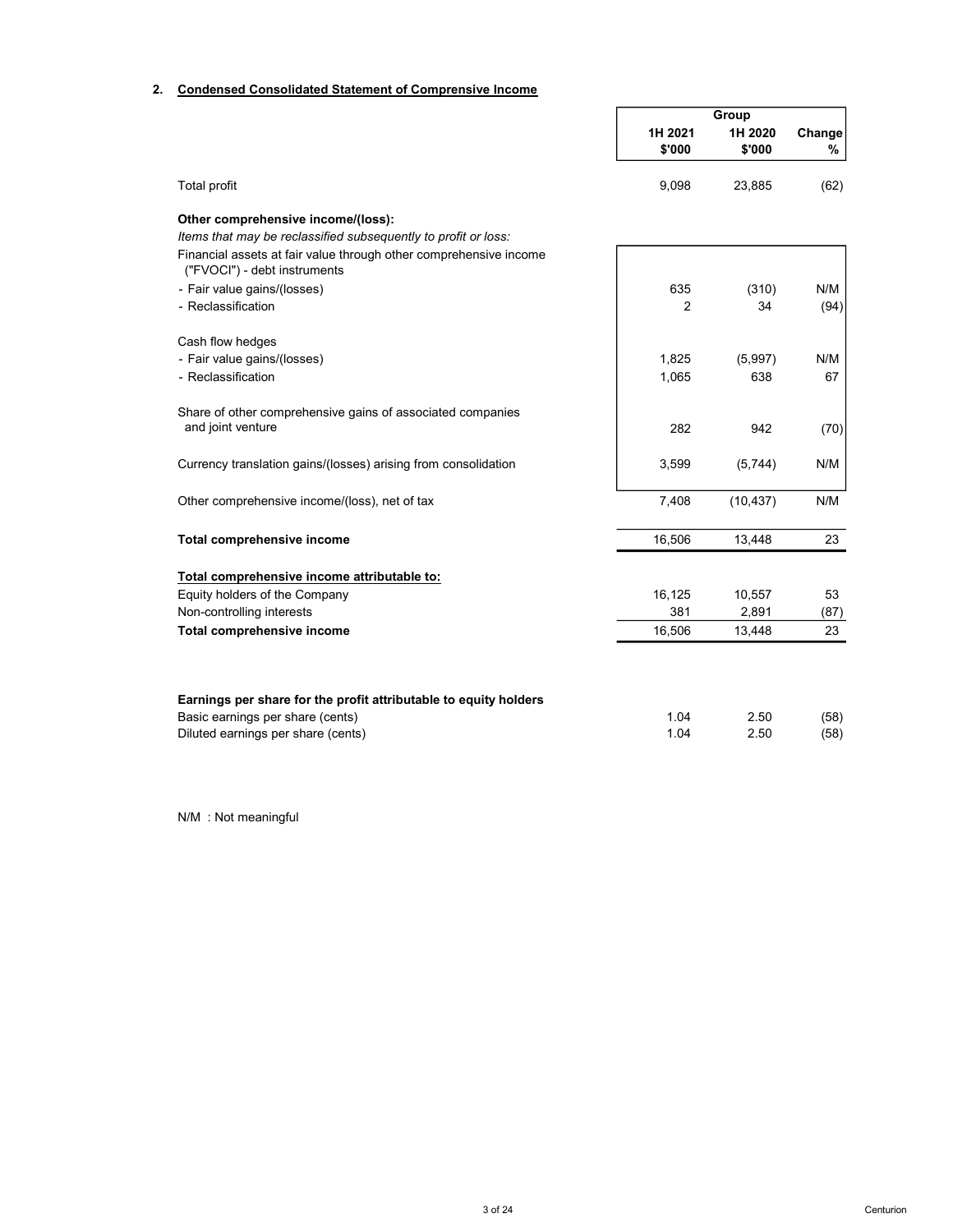## 2. Condensed Consolidated Statement of Comprensive Income

| | Group | | |
|---|---|---|---|
| | 1H 2021 $'000 | 1H 2020 $'000 | Change % |
| Total profit | 9,098 | 23,885 | (62) |
| **Other comprehensive income/(loss):** | | | |
| *Items that may be reclassified subsequently to profit or loss:* | | | |
| Financial assets at fair value through other comprehensive income ("FVOCI") - debt instruments | | | |
| - Fair value gains/(losses) | 635 | (310) | N/M |
| - Reclassification | 2 | 34 | (94) |
| Cash flow hedges | | | |
| - Fair value gains/(losses) | 1,825 | (5,997) | N/M |
| - Reclassification | 1,065 | 638 | 67 |
| Share of other comprehensive gains of associated companies and joint venture | 282 | 942 | (70) |
| Currency translation gains/(losses) arising from consolidation | 3,599 | (5,744) | N/M |
| Other comprehensive income/(loss), net of tax | 7,408 | (10,437) | N/M |
| **Total comprehensive income** | 16,506 | 13,448 | 23 |
| **Total comprehensive income attributable to:** | | | |
| Equity holders of the Company | 16,125 | 10,557 | 53 |
| Non-controlling interests | 381 | 2,891 | (87) |
| **Total comprehensive income** | 16,506 | 13,448 | 23 |
| **Earnings per share for the profit attributable to equity holders** | | | |
| Basic earnings per share (cents) | 1.04 | 2.50 | (58) |
| Diluted earnings per share (cents) | 1.04 | 2.50 | (58) |

N/M : Not meaningful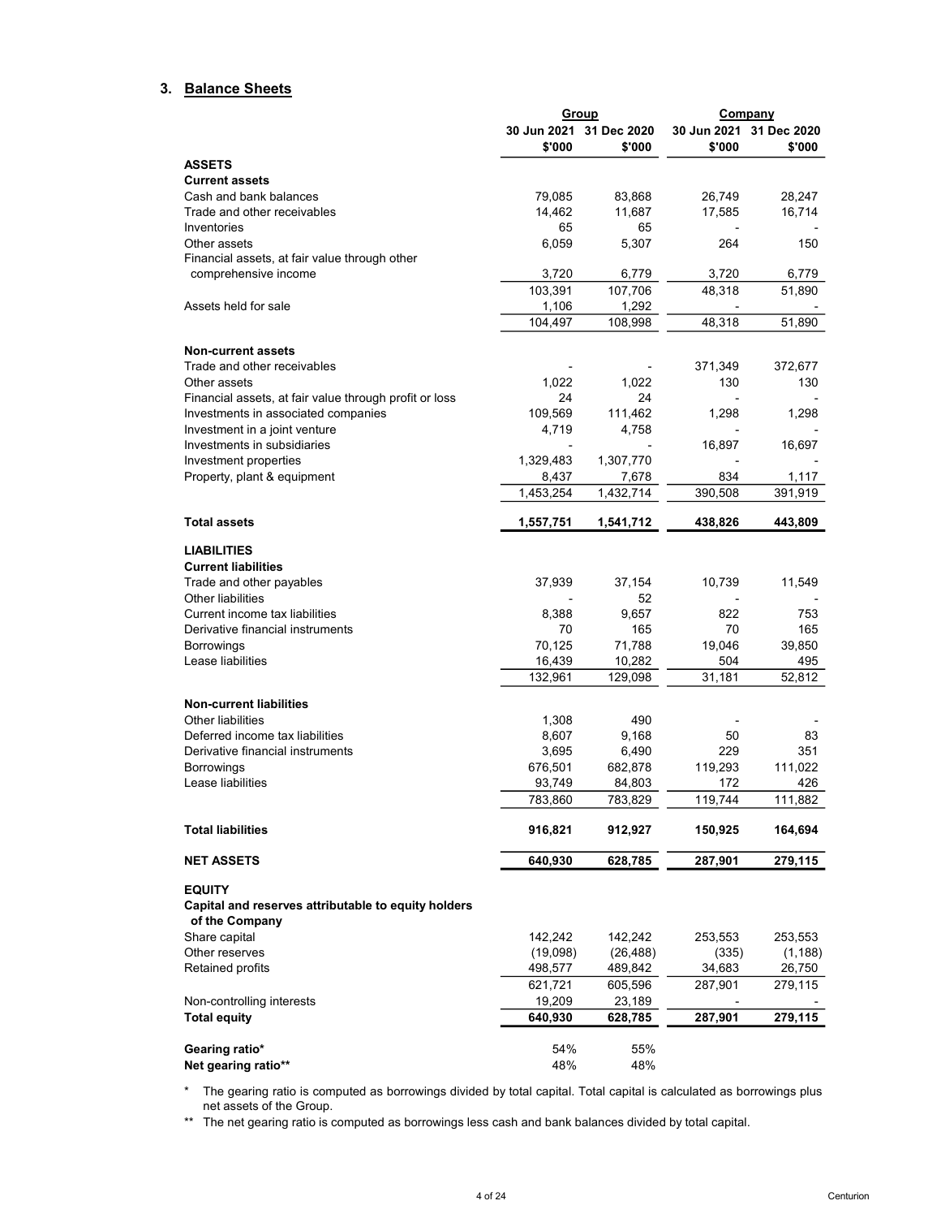## 3. Balance Sheets

| | Group | | Company | |
|---|---|---|---|---|
| | 30 Jun 2021 | 31 Dec 2020 | 30 Jun 2021 | 31 Dec 2020 |
| | $'000 | $'000 | $'000 | $'000 |
| **ASSETS** | | | | |
| **Current assets** | | | | |
| Cash and bank balances | 79,085 | 83,868 | 26,749 | 28,247 |
| Trade and other receivables | 14,462 | 11,687 | 17,585 | 16,714 |
| Inventories | 65 | 65 | - | - |
| Other assets | 6,059 | 5,307 | 264 | 150 |
| Financial assets, at fair value through other comprehensive income | 3,720 | 6,779 | 3,720 | 6,779 |
| | 103,391 | 107,706 | 48,318 | 51,890 |
| Assets held for sale | 1,106 | 1,292 | - | - |
| | 104,497 | 108,998 | 48,318 | 51,890 |
| **Non-current assets** | | | | |
| Trade and other receivables | - | - | 371,349 | 372,677 |
| Other assets | 1,022 | 1,022 | 130 | 130 |
| Financial assets, at fair value through profit or loss | 24 | 24 | - | - |
| Investments in associated companies | 109,569 | 111,462 | 1,298 | 1,298 |
| Investment in a joint venture | 4,719 | 4,758 | - | - |
| Investments in subsidiaries | - | - | 16,897 | 16,697 |
| Investment properties | 1,329,483 | 1,307,770 | - | - |
| Property, plant & equipment | 8,437 | 7,678 | 834 | 1,117 |
| | 1,453,254 | 1,432,714 | 390,508 | 391,919 |
| **Total assets** | **1,557,751** | **1,541,712** | **438,826** | **443,809** |
| **LIABILITIES** | | | | |
| **Current liabilities** | | | | |
| Trade and other payables | 37,939 | 37,154 | 10,739 | 11,549 |
| Other liabilities | - | 52 | - | - |
| Current income tax liabilities | 8,388 | 9,657 | 822 | 753 |
| Derivative financial instruments | 70 | 165 | 70 | 165 |
| Borrowings | 70,125 | 71,788 | 19,046 | 39,850 |
| Lease liabilities | 16,439 | 10,282 | 504 | 495 |
| | 132,961 | 129,098 | 31,181 | 52,812 |
| **Non-current liabilities** | | | | |
| Other liabilities | 1,308 | 490 | - | - |
| Deferred income tax liabilities | 8,607 | 9,168 | 50 | 83 |
| Derivative financial instruments | 3,695 | 6,490 | 229 | 351 |
| Borrowings | 676,501 | 682,878 | 119,293 | 111,022 |
| Lease liabilities | 93,749 | 84,803 | 172 | 426 |
| | 783,860 | 783,829 | 119,744 | 111,882 |
| **Total liabilities** | **916,821** | **912,927** | **150,925** | **164,694** |
| **NET ASSETS** | **640,930** | **628,785** | **287,901** | **279,115** |
| **EQUITY** | | | | |
| **Capital and reserves attributable to equity holders of the Company** | | | | |
| Share capital | 142,242 | 142,242 | 253,553 | 253,553 |
| Other reserves | (19,098) | (26,488) | (335) | (1,188) |
| Retained profits | 498,577 | 489,842 | 34,683 | 26,750 |
| | 621,721 | 605,596 | 287,901 | 279,115 |
| Non-controlling interests | 19,209 | 23,189 | - | - |
| **Total equity** | **640,930** | **628,785** | **287,901** | **279,115** |
| **Gearing ratio*** | 54% | 55% | | |
| **Net gearing ratio**** | 48% | 48% | | |

\* The gearing ratio is computed as borrowings divided by total capital. Total capital is calculated as borrowings plus net assets of the Group.

** The net gearing ratio is computed as borrowings less cash and bank balances divided by total capital.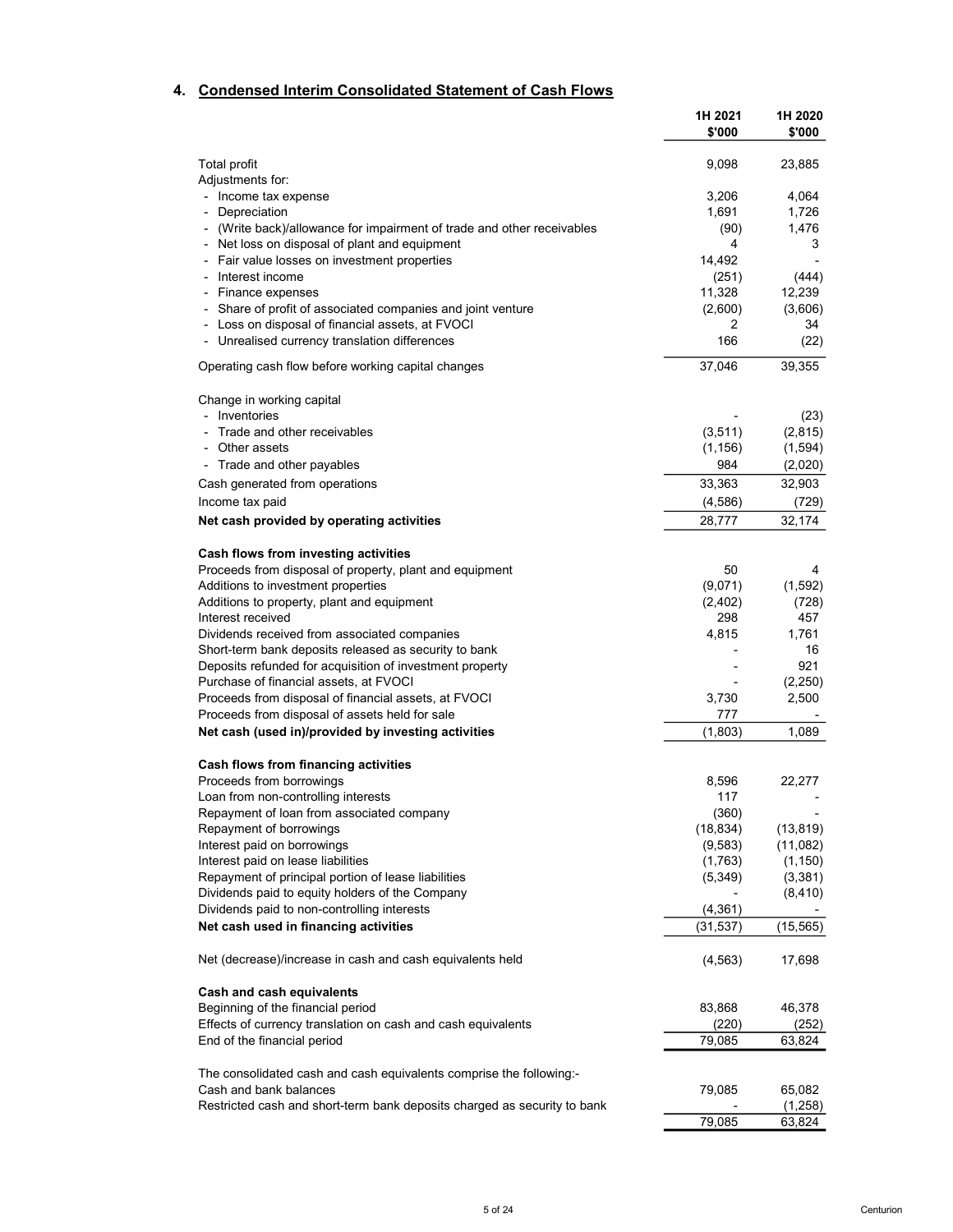## 4. Condensed Interim Consolidated Statement of Cash Flows

| | 1H 2021 $'000 | 1H 2020 $'000 |
|---|---|---|
| Total profit | 9,098 | 23,885 |
| Adjustments for: | | |
| - Income tax expense | 3,206 | 4,064 |
| - Depreciation | 1,691 | 1,726 |
| - (Write back)/allowance for impairment of trade and other receivables | (90) | 1,476 |
| - Net loss on disposal of plant and equipment | 4 | 3 |
| - Fair value losses on investment properties | 14,492 | - |
| - Interest income | (251) | (444) |
| - Finance expenses | 11,328 | 12,239 |
| - Share of profit of associated companies and joint venture | (2,600) | (3,606) |
| - Loss on disposal of financial assets, at FVOCI | 2 | 34 |
| - Unrealised currency translation differences | 166 | (22) |
| Operating cash flow before working capital changes | 37,046 | 39,355 |
| Change in working capital | | |
| - Inventories | - | (23) |
| - Trade and other receivables | (3,511) | (2,815) |
| - Other assets | (1,156) | (1,594) |
| - Trade and other payables | 984 | (2,020) |
| Cash generated from operations | 33,363 | 32,903 |
| Income tax paid | (4,586) | (729) |
| **Net cash provided by operating activities** | 28,777 | 32,174 |
| **Cash flows from investing activities** | | |
| Proceeds from disposal of property, plant and equipment | 50 | 4 |
| Additions to investment properties | (9,071) | (1,592) |
| Additions to property, plant and equipment | (2,402) | (728) |
| Interest received | 298 | 457 |
| Dividends received from associated companies | 4,815 | 1,761 |
| Short-term bank deposits released as security to bank | - | 16 |
| Deposits refunded for acquisition of investment property | - | 921 |
| Purchase of financial assets, at FVOCI | - | (2,250) |
| Proceeds from disposal of financial assets, at FVOCI | 3,730 | 2,500 |
| Proceeds from disposal of assets held for sale | 777 | - |
| **Net cash (used in)/provided by investing activities** | (1,803) | 1,089 |
| **Cash flows from financing activities** | | |
| Proceeds from borrowings | 8,596 | 22,277 |
| Loan from non-controlling interests | 117 | - |
| Repayment of loan from associated company | (360) | - |
| Repayment of borrowings | (18,834) | (13,819) |
| Interest paid on borrowings | (9,583) | (11,082) |
| Interest paid on lease liabilities | (1,763) | (1,150) |
| Repayment of principal portion of lease liabilities | (5,349) | (3,381) |
| Dividends paid to equity holders of the Company | - | (8,410) |
| Dividends paid to non-controlling interests | (4,361) | - |
| **Net cash used in financing activities** | (31,537) | (15,565) |
| Net (decrease)/increase in cash and cash equivalents held | (4,563) | 17,698 |
| **Cash and cash equivalents** | | |
| Beginning of the financial period | 83,868 | 46,378 |
| Effects of currency translation on cash and cash equivalents | (220) | (252) |
| End of the financial period | 79,085 | 63,824 |
| The consolidated cash and cash equivalents comprise the following:- | | |
| Cash and bank balances | 79,085 | 65,082 |
| Restricted cash and short-term bank deposits charged as security to bank | - | (1,258) |
| | 79,085 | 63,824 |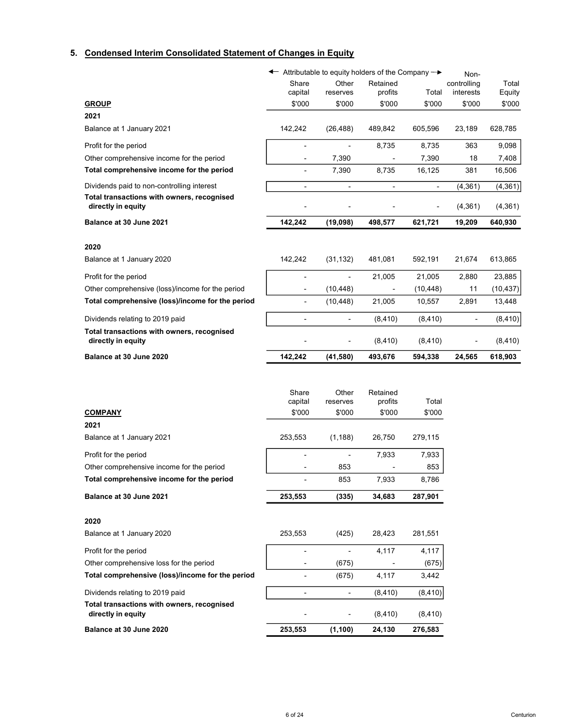## 5. Condensed Interim Consolidated Statement of Changes in Equity

| | ← Attributable to equity holders of the Company → | | | | | |
|---|---|---|---|---|---|---|
| | Share capital | Other reserves | Retained profits | Total | Non-controlling interests | Total Equity |
| **GROUP** | $'000 | $'000 | $'000 | $'000 | $'000 | $'000 |
| **2021** | | | | | | |
| Balance at 1 January 2021 | 142,242 | (26,488) | 489,842 | 605,596 | 23,189 | 628,785 |
| Profit for the period | - | - | 8,735 | 8,735 | 363 | 9,098 |
| Other comprehensive income for the period | - | 7,390 | - | 7,390 | 18 | 7,408 |
| **Total comprehensive income for the period** | - | 7,390 | 8,735 | 16,125 | 381 | 16,506 |
| Dividends paid to non-controlling interest | - | - | - | - | (4,361) | (4,361) |
| **Total transactions with owners, recognised directly in equity** | - | - | - | - | (4,361) | (4,361) |
| **Balance at 30 June 2021** | **142,242** | **(19,098)** | **498,577** | **621,721** | **19,209** | **640,930** |
| **2020** | | | | | | |
| Balance at 1 January 2020 | 142,242 | (31,132) | 481,081 | 592,191 | 21,674 | 613,865 |
| Profit for the period | - | - | 21,005 | 21,005 | 2,880 | 23,885 |
| Other comprehensive (loss)/income for the period | - | (10,448) | - | (10,448) | 11 | (10,437) |
| **Total comprehensive (loss)/income for the period** | - | (10,448) | 21,005 | 10,557 | 2,891 | 13,448 |
| Dividends relating to 2019 paid | - | - | (8,410) | (8,410) | - | (8,410) |
| **Total transactions with owners, recognised directly in equity** | - | - | (8,410) | (8,410) | - | (8,410) |
| **Balance at 30 June 2020** | **142,242** | **(41,580)** | **493,676** | **594,338** | **24,565** | **618,903** |

| | Share capital | Other reserves | Retained profits | Total |
|---|---|---|---|---|
| **COMPANY** | $'000 | $'000 | $'000 | $'000 |
| **2021** | | | | |
| Balance at 1 January 2021 | 253,553 | (1,188) | 26,750 | 279,115 |
| Profit for the period | - | - | 7,933 | 7,933 |
| Other comprehensive income for the period | - | 853 | - | 853 |
| **Total comprehensive income for the period** | - | 853 | 7,933 | 8,786 |
| **Balance at 30 June 2021** | **253,553** | **(335)** | **34,683** | **287,901** |
| **2020** | | | | |
| Balance at 1 January 2020 | 253,553 | (425) | 28,423 | 281,551 |
| Profit for the period | - | - | 4,117 | 4,117 |
| Other comprehensive loss for the period | - | (675) | - | (675) |
| **Total comprehensive (loss)/income for the period** | - | (675) | 4,117 | 3,442 |
| Dividends relating to 2019 paid | - | - | (8,410) | (8,410) |
| **Total transactions with owners, recognised directly in equity** | - | - | (8,410) | (8,410) |
| **Balance at 30 June 2020** | **253,553** | **(1,100)** | **24,130** | **276,583** |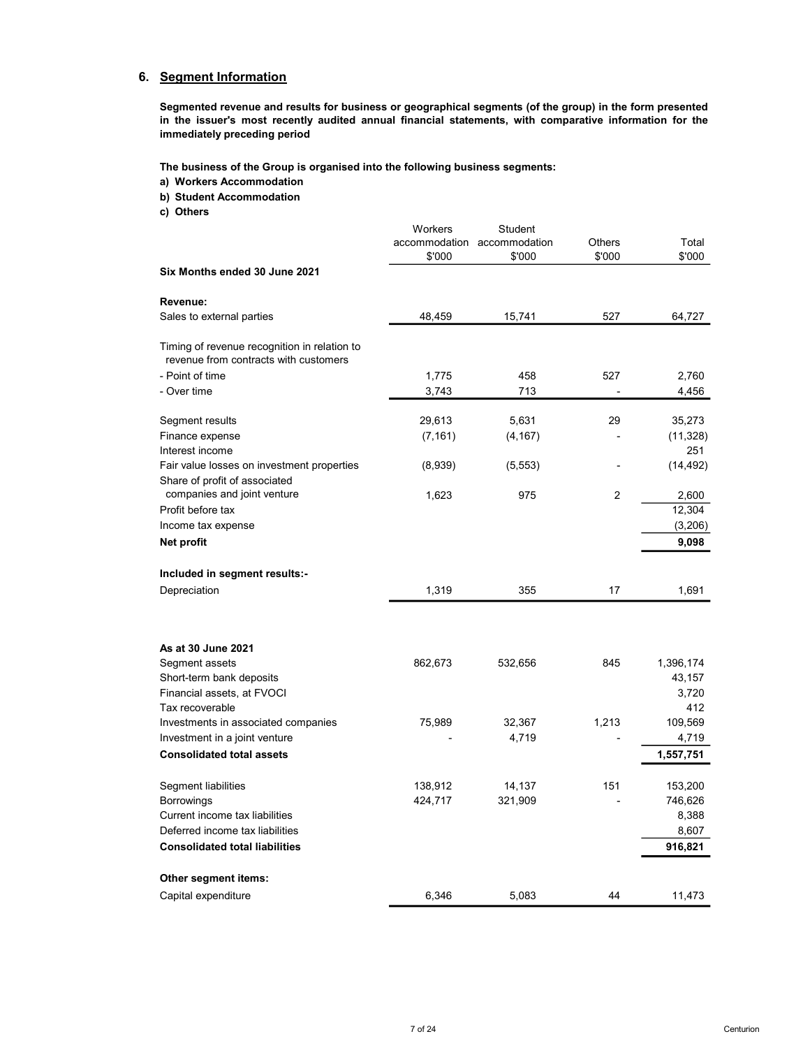## 6. Segment Information

**Segmented revenue and results for business or geographical segments (of the group) in the form presented in the issuer's most recently audited annual financial statements, with comparative information for the immediately preceding period**

**The business of the Group is organised into the following business segments:**

**a) Workers Accommodation**

**b) Student Accommodation**

**c) Others**

| | Workers accommodation $'000 | Student accommodation $'000 | Others $'000 | Total $'000 |
|---|---|---|---|---|
| **Six Months ended 30 June 2021** | | | | |
| **Revenue:** | | | | |
| Sales to external parties | 48,459 | 15,741 | 527 | 64,727 |
| Timing of revenue recognition in relation to revenue from contracts with customers | | | | |
| - Point of time | 1,775 | 458 | 527 | 2,760 |
| - Over time | 3,743 | 713 | - | 4,456 |
| Segment results | 29,613 | 5,631 | 29 | 35,273 |
| Finance expense | (7,161) | (4,167) | - | (11,328) |
| Interest income | | | | 251 |
| Fair value losses on investment properties | (8,939) | (5,553) | - | (14,492) |
| Share of profit of associated companies and joint venture | 1,623 | 975 | 2 | 2,600 |
| Profit before tax | | | | 12,304 |
| Income tax expense | | | | (3,206) |
| **Net profit** | | | | **9,098** |
| **Included in segment results:-** | | | | |
| Depreciation | 1,319 | 355 | 17 | 1,691 |
| **As at 30 June 2021** | | | | |
| Segment assets | 862,673 | 532,656 | 845 | 1,396,174 |
| Short-term bank deposits | | | | 43,157 |
| Financial assets, at FVOCI | | | | 3,720 |
| Tax recoverable | | | | 412 |
| Investments in associated companies | 75,989 | 32,367 | 1,213 | 109,569 |
| Investment in a joint venture | - | 4,719 | - | 4,719 |
| **Consolidated total assets** | | | | **1,557,751** |
| Segment liabilities | 138,912 | 14,137 | 151 | 153,200 |
| Borrowings | 424,717 | 321,909 | - | 746,626 |
| Current income tax liabilities | | | | 8,388 |
| Deferred income tax liabilities | | | | 8,607 |
| **Consolidated total liabilities** | | | | **916,821** |
| **Other segment items:** | | | | |
| Capital expenditure | 6,346 | 5,083 | 44 | 11,473 |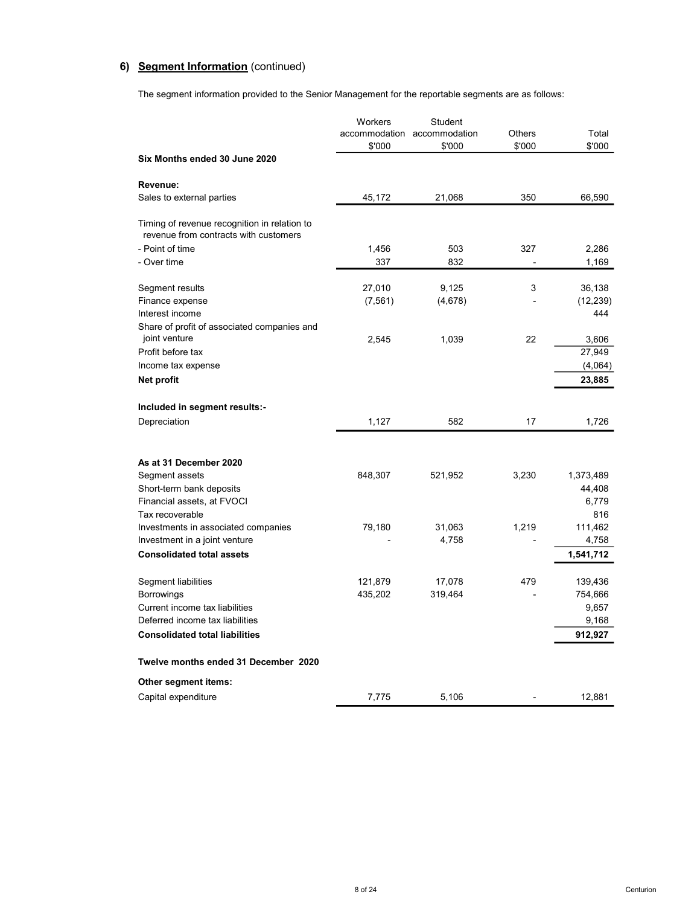## 6) Segment Information (continued)

The segment information provided to the Senior Management for the reportable segments are as follows:

| | Workers accommodation $'000 | Student accommodation $'000 | Others $'000 | Total $'000 |
|---|---|---|---|---|
| **Six Months ended 30 June 2020** | | | | |
| **Revenue:** | | | | |
| Sales to external parties | 45,172 | 21,068 | 350 | 66,590 |
| Timing of revenue recognition in relation to revenue from contracts with customers | | | | |
| - Point of time | 1,456 | 503 | 327 | 2,286 |
| - Over time | 337 | 832 | - | 1,169 |
| Segment results | 27,010 | 9,125 | 3 | 36,138 |
| Finance expense | (7,561) | (4,678) | - | (12,239) |
| Interest income | | | | 444 |
| Share of profit of associated companies and joint venture | 2,545 | 1,039 | 22 | 3,606 |
| Profit before tax | | | | 27,949 |
| Income tax expense | | | | (4,064) |
| **Net profit** | | | | **23,885** |
| **Included in segment results:-** | | | | |
| Depreciation | 1,127 | 582 | 17 | 1,726 |
| **As at 31 December 2020** | | | | |
| Segment assets | 848,307 | 521,952 | 3,230 | 1,373,489 |
| Short-term bank deposits | | | | 44,408 |
| Financial assets, at FVOCI | | | | 6,779 |
| Tax recoverable | | | | 816 |
| Investments in associated companies | 79,180 | 31,063 | 1,219 | 111,462 |
| Investment in a joint venture | - | 4,758 | - | 4,758 |
| **Consolidated total assets** | | | | **1,541,712** |
| Segment liabilities | 121,879 | 17,078 | 479 | 139,436 |
| Borrowings | 435,202 | 319,464 | - | 754,666 |
| Current income tax liabilities | | | | 9,657 |
| Deferred income tax liabilities | | | | 9,168 |
| **Consolidated total liabilities** | | | | **912,927** |
| **Twelve months ended 31 December 2020** | | | | |
| **Other segment items:** | | | | |
| Capital expenditure | 7,775 | 5,106 | - | 12,881 |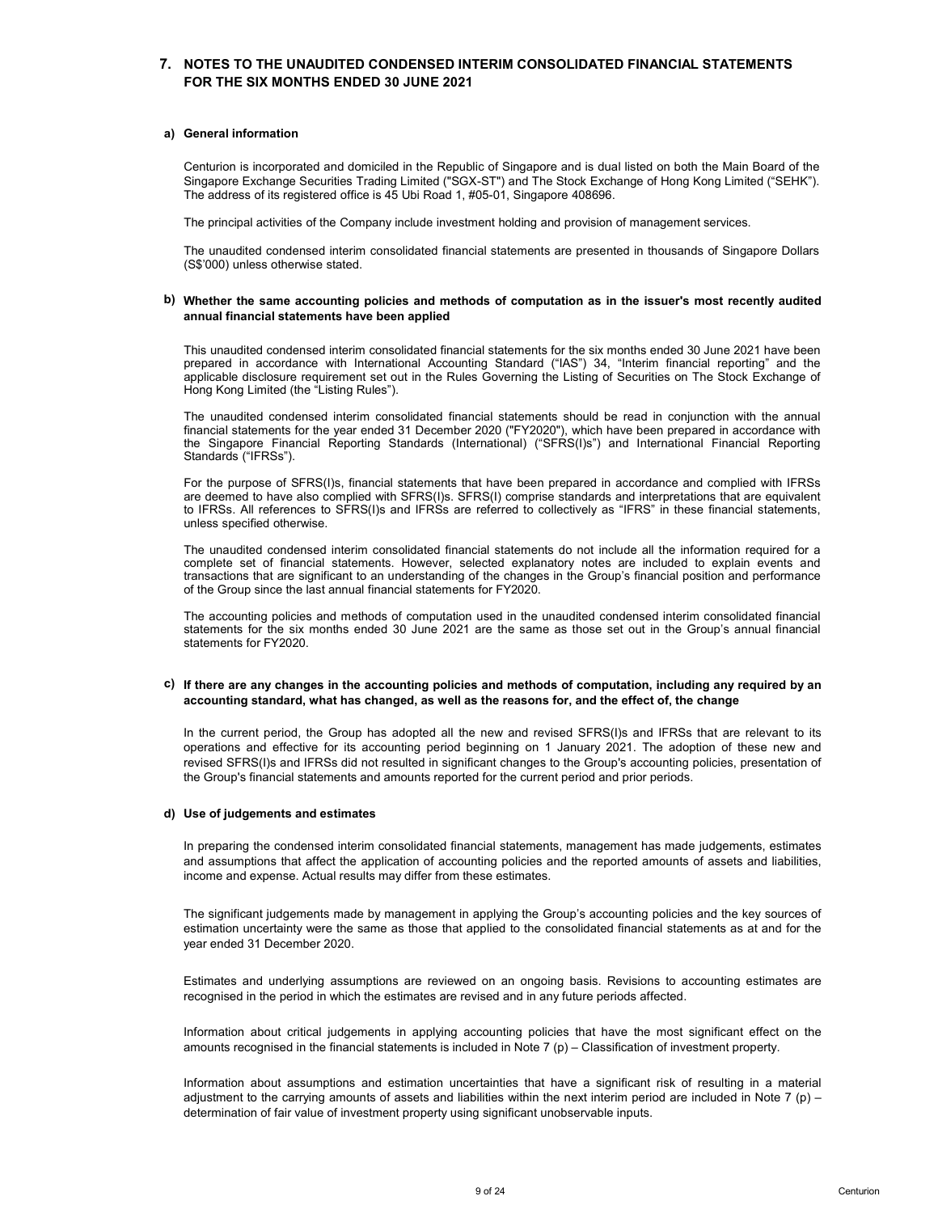## 7. NOTES TO THE UNAUDITED CONDENSED INTERIM CONSOLIDATED FINANCIAL STATEMENTS FOR THE SIX MONTHS ENDED 30 JUNE 2021

### a) General information

Centurion is incorporated and domiciled in the Republic of Singapore and is dual listed on both the Main Board of the Singapore Exchange Securities Trading Limited ("SGX-ST") and The Stock Exchange of Hong Kong Limited ("SEHK"). The address of its registered office is 45 Ubi Road 1, #05-01, Singapore 408696.

The principal activities of the Company include investment holding and provision of management services.

The unaudited condensed interim consolidated financial statements are presented in thousands of Singapore Dollars (S$'000) unless otherwise stated.

### b) Whether the same accounting policies and methods of computation as in the issuer's most recently audited annual financial statements have been applied

This unaudited condensed interim consolidated financial statements for the six months ended 30 June 2021 have been prepared in accordance with International Accounting Standard ("IAS") 34, "Interim financial reporting" and the applicable disclosure requirement set out in the Rules Governing the Listing of Securities on The Stock Exchange of Hong Kong Limited (the "Listing Rules").

The unaudited condensed interim consolidated financial statements should be read in conjunction with the annual financial statements for the year ended 31 December 2020 ("FY2020"), which have been prepared in accordance with the Singapore Financial Reporting Standards (International) ("SFRS(I)s") and International Financial Reporting Standards ("IFRSs").

For the purpose of SFRS(I)s, financial statements that have been prepared in accordance and complied with IFRSs are deemed to have also complied with SFRS(I)s. SFRS(I) comprise standards and interpretations that are equivalent to IFRSs. All references to SFRS(I)s and IFRSs are referred to collectively as "IFRS" in these financial statements, unless specified otherwise.

The unaudited condensed interim consolidated financial statements do not include all the information required for a complete set of financial statements. However, selected explanatory notes are included to explain events and transactions that are significant to an understanding of the changes in the Group's financial position and performance of the Group since the last annual financial statements for FY2020.

The accounting policies and methods of computation used in the unaudited condensed interim consolidated financial statements for the six months ended 30 June 2021 are the same as those set out in the Group's annual financial statements for FY2020.

### c) If there are any changes in the accounting policies and methods of computation, including any required by an accounting standard, what has changed, as well as the reasons for, and the effect of, the change

In the current period, the Group has adopted all the new and revised SFRS(I)s and IFRSs that are relevant to its operations and effective for its accounting period beginning on 1 January 2021. The adoption of these new and revised SFRS(I)s and IFRSs did not resulted in significant changes to the Group's accounting policies, presentation of the Group's financial statements and amounts reported for the current period and prior periods.

### d) Use of judgements and estimates

In preparing the condensed interim consolidated financial statements, management has made judgements, estimates and assumptions that affect the application of accounting policies and the reported amounts of assets and liabilities, income and expense. Actual results may differ from these estimates.

The significant judgements made by management in applying the Group's accounting policies and the key sources of estimation uncertainty were the same as those that applied to the consolidated financial statements as at and for the year ended 31 December 2020.

Estimates and underlying assumptions are reviewed on an ongoing basis. Revisions to accounting estimates are recognised in the period in which the estimates are revised and in any future periods affected.

Information about critical judgements in applying accounting policies that have the most significant effect on the amounts recognised in the financial statements is included in Note 7 (p) – Classification of investment property.

Information about assumptions and estimation uncertainties that have a significant risk of resulting in a material adjustment to the carrying amounts of assets and liabilities within the next interim period are included in Note 7 (p) – determination of fair value of investment property using significant unobservable inputs.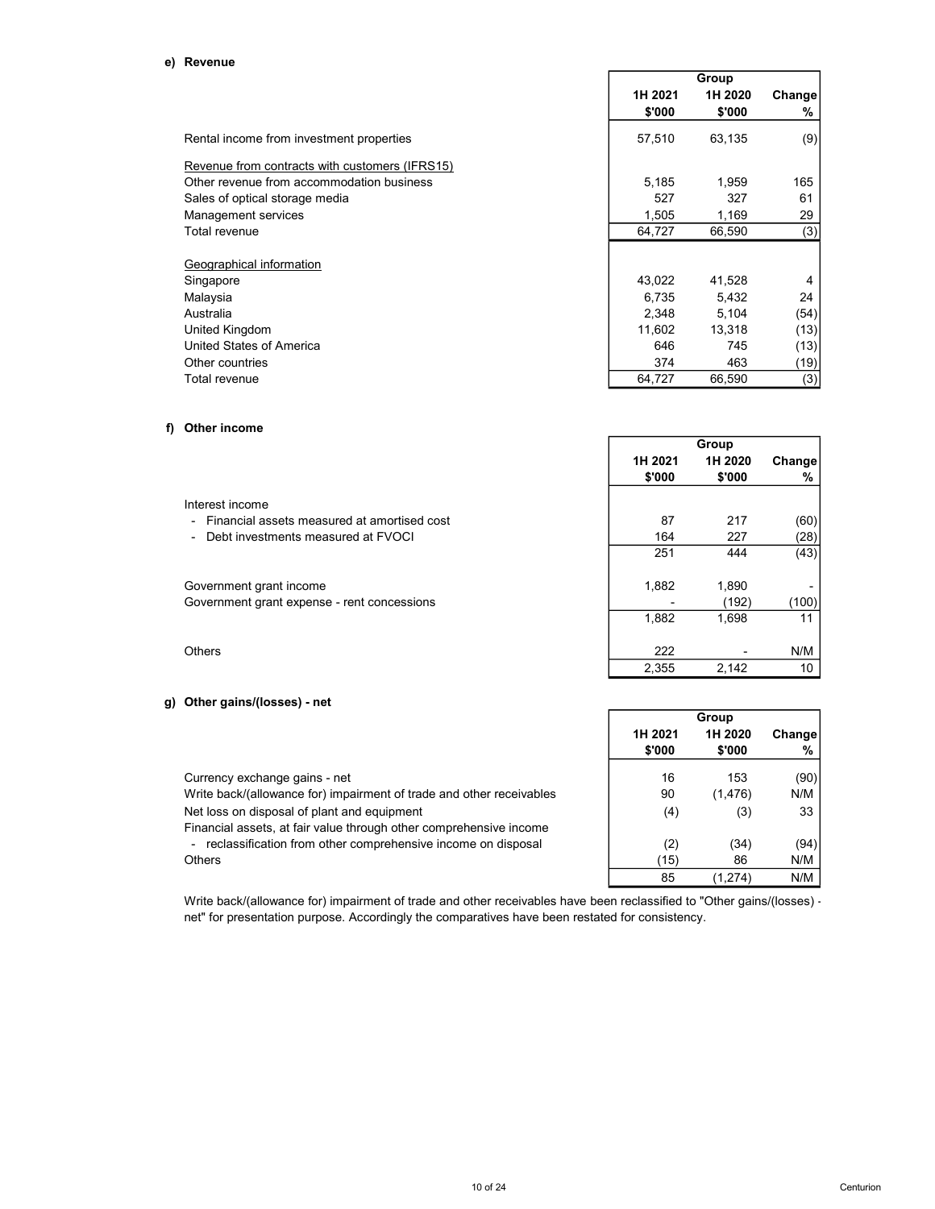#### e) Revenue

| | Group | | |
|---|---|---|---|
| | 1H 2021 | 1H 2020 | Change |
| | $'000 | $'000 | % |
| Rental income from investment properties | 57,510 | 63,135 | (9) |
| Revenue from contracts with customers (IFRS15) | | | |
| Other revenue from accommodation business | 5,185 | 1,959 | 165 |
| Sales of optical storage media | 527 | 327 | 61 |
| Management services | 1,505 | 1,169 | 29 |
| Total revenue | 64,727 | 66,590 | (3) |
| Geographical information | | | |
| Singapore | 43,022 | 41,528 | 4 |
| Malaysia | 6,735 | 5,432 | 24 |
| Australia | 2,348 | 5,104 | (54) |
| United Kingdom | 11,602 | 13,318 | (13) |
| United States of America | 646 | 745 | (13) |
| Other countries | 374 | 463 | (19) |
| Total revenue | 64,727 | 66,590 | (3) |

#### f) Other income

| | Group | | |
|---|---|---|---|
| | 1H 2021 | 1H 2020 | Change |
| | $'000 | $'000 | % |
| Interest income | | | |
| - Financial assets measured at amortised cost | 87 | 217 | (60) |
| - Debt investments measured at FVOCI | 164 | 227 | (28) |
| | 251 | 444 | (43) |
| Government grant income | 1,882 | 1,890 | - |
| Government grant expense - rent concessions | - | (192) | (100) |
| | 1,882 | 1,698 | 11 |
| Others | 222 | - | N/M |
| | 2,355 | 2,142 | 10 |

#### g) Other gains/(losses) - net

| | Group | | |
|---|---|---|---|
| | 1H 2021 | 1H 2020 | Change |
| | $'000 | $'000 | % |
| Currency exchange gains - net | 16 | 153 | (90) |
| Write back/(allowance for) impairment of trade and other receivables | 90 | (1,476) | N/M |
| Net loss on disposal of plant and equipment | (4) | (3) | 33 |
| Financial assets, at fair value through other comprehensive income | | | |
| - reclassification from other comprehensive income on disposal | (2) | (34) | (94) |
| Others | (15) | 86 | N/M |
| | 85 | (1,274) | N/M |

Write back/(allowance for) impairment of trade and other receivables have been reclassified to "Other gains/(losses) - net" for presentation purpose. Accordingly the comparatives have been restated for consistency.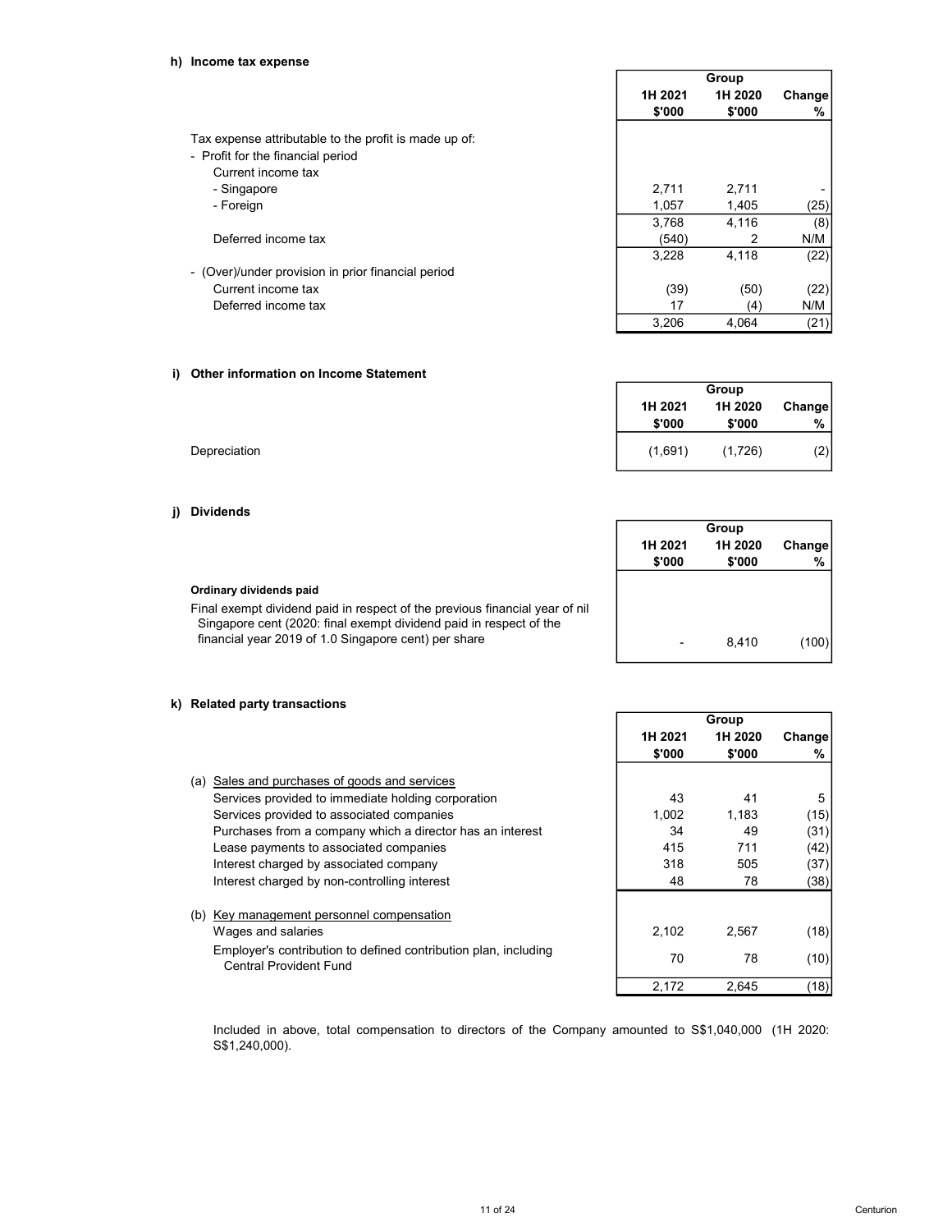#### h) Income tax expense

| | Group | | |
|---|---|---|---|
| | 1H 2021<br>$'000 | 1H 2020<br>$'000 | Change<br>% |
| Tax expense attributable to the profit is made up of: | | | |
| - Profit for the financial period | | | |
| Current income tax | | | |
| - Singapore | 2,711 | 2,711 | - |
| - Foreign | 1,057 | 1,405 | (25) |
| | 3,768 | 4,116 | (8) |
| Deferred income tax | (540) | 2 | N/M |
| | 3,228 | 4,118 | (22) |
| - (Over)/under provision in prior financial period | | | |
| Current income tax | (39) | (50) | (22) |
| Deferred income tax | 17 | (4) | N/M |
| | 3,206 | 4,064 | (21) |

#### i) Other information on Income Statement

| | Group | | |
|---|---|---|---|
| | 1H 2021<br>$'000 | 1H 2020<br>$'000 | Change<br>% |
| Depreciation | (1,691) | (1,726) | (2) |

#### j) Dividends

| | Group | | |
|---|---|---|---|
| | 1H 2021<br>$'000 | 1H 2020<br>$'000 | Change<br>% |
| **Ordinary dividends paid** | | | |
| Final exempt dividend paid in respect of the previous financial year of nil Singapore cent (2020: final exempt dividend paid in respect of the financial year 2019 of 1.0 Singapore cent) per share | - | 8,410 | (100) |

#### k) Related party transactions

| | Group | | |
|---|---|---|---|
| | 1H 2021<br>$'000 | 1H 2020<br>$'000 | Change<br>% |
| (a) Sales and purchases of goods and services | | | |
| Services provided to immediate holding corporation | 43 | 41 | 5 |
| Services provided to associated companies | 1,002 | 1,183 | (15) |
| Purchases from a company which a director has an interest | 34 | 49 | (31) |
| Lease payments to associated companies | 415 | 711 | (42) |
| Interest charged by associated company | 318 | 505 | (37) |
| Interest charged by non-controlling interest | 48 | 78 | (38) |
| (b) Key management personnel compensation | | | |
| Wages and salaries | 2,102 | 2,567 | (18) |
| Employer's contribution to defined contribution plan, including Central Provident Fund | 70 | 78 | (10) |
| | 2,172 | 2,645 | (18) |

Included in above, total compensation to directors of the Company amounted to S$1,040,000 (1H 2020: S$1,240,000).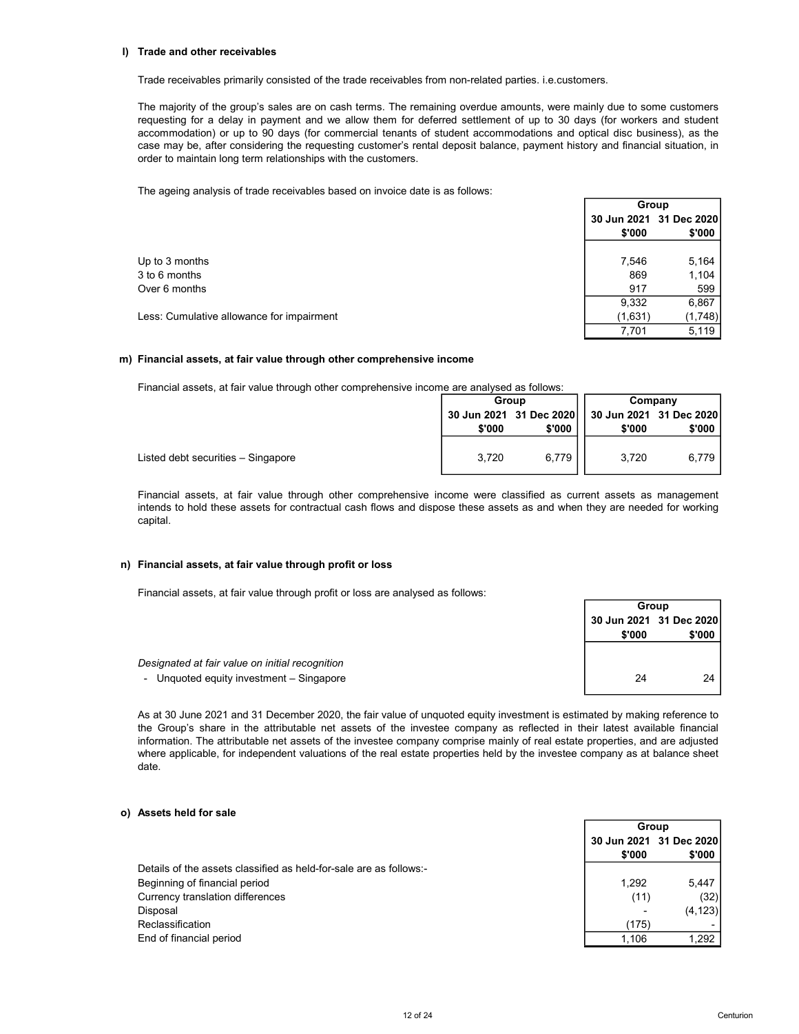### l) Trade and other receivables

Trade receivables primarily consisted of the trade receivables from non-related parties. i.e.customers.

The majority of the group's sales are on cash terms. The remaining overdue amounts, were mainly due to some customers requesting for a delay in payment and we allow them for deferred settlement of up to 30 days (for workers and student accommodation) or up to 90 days (for commercial tenants of student accommodations and optical disc business), as the case may be, after considering the requesting customer's rental deposit balance, payment history and financial situation, in order to maintain long term relationships with the customers.

The ageing analysis of trade receivables based on invoice date is as follows:

| | Group | |
|---|---|---|
| | 30 Jun 2021 | 31 Dec 2020 |
| | $'000 | $'000 |
| Up to 3 months | 7,546 | 5,164 |
| 3 to 6 months | 869 | 1,104 |
| Over 6 months | 917 | 599 |
| | 9,332 | 6,867 |
| Less: Cumulative allowance for impairment | (1,631) | (1,748) |
| | 7,701 | 5,119 |

### m) Financial assets, at fair value through other comprehensive income

Financial assets, at fair value through other comprehensive income are analysed as follows:

| | Group | | Company | |
|---|---|---|---|---|
| | 30 Jun 2021 | 31 Dec 2020 | 30 Jun 2021 | 31 Dec 2020 |
| | $'000 | $'000 | $'000 | $'000 |
| Listed debt securities – Singapore | 3,720 | 6,779 | 3,720 | 6,779 |

Financial assets, at fair value through other comprehensive income were classified as current assets as management intends to hold these assets for contractual cash flows and dispose these assets as and when they are needed for working capital.

### n) Financial assets, at fair value through profit or loss

Financial assets, at fair value through profit or loss are analysed as follows:

| | Group | |
|---|---|---|
| | 30 Jun 2021 | 31 Dec 2020 |
| | $'000 | $'000 |
| *Designated at fair value on initial recognition* | | |
| - Unquoted equity investment – Singapore | 24 | 24 |

As at 30 June 2021 and 31 December 2020, the fair value of unquoted equity investment is estimated by making reference to the Group's share in the attributable net assets of the investee company as reflected in their latest available financial information. The attributable net assets of the investee company comprise mainly of real estate properties, and are adjusted where applicable, for independent valuations of the real estate properties held by the investee company as at balance sheet date.

### o) Assets held for sale

| | Group | |
|---|---|---|
| | 30 Jun 2021 | 31 Dec 2020 |
| | $'000 | $'000 |
| Details of the assets classified as held-for-sale are as follows:- | | |
| Beginning of financial period | 1,292 | 5,447 |
| Currency translation differences | (11) | (32) |
| Disposal | - | (4,123) |
| Reclassification | (175) | - |
| End of financial period | 1,106 | 1,292 |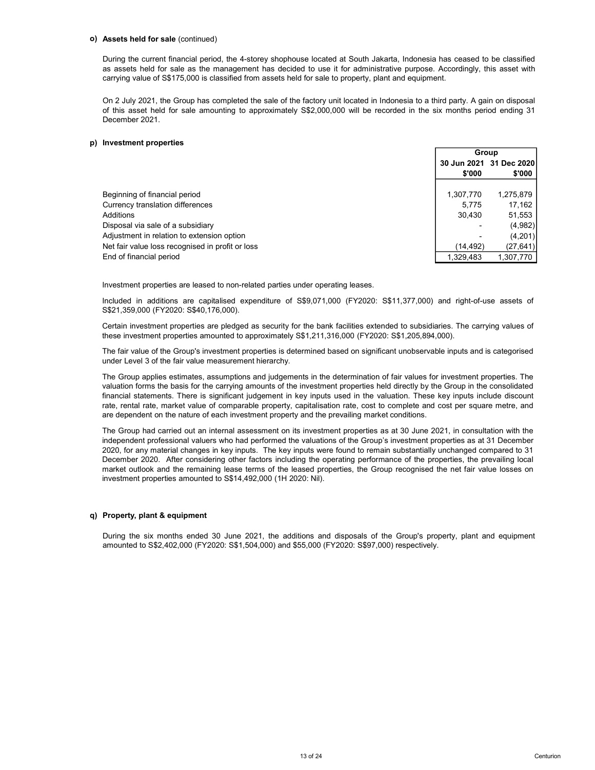**o) Assets held for sale** (continued)

During the current financial period, the 4-storey shophouse located at South Jakarta, Indonesia has ceased to be classified as assets held for sale as the management has decided to use it for administrative purpose. Accordingly, this asset with carrying value of S$175,000 is classified from assets held for sale to property, plant and equipment.

On 2 July 2021, the Group has completed the sale of the factory unit located in Indonesia to a third party. A gain on disposal of this asset held for sale amounting to approximately S$2,000,000 will be recorded in the six months period ending 31 December 2021.

**p) Investment properties**

| | Group | |
|---|---|---|
| | 30 Jun 2021 | 31 Dec 2020 |
| | $'000 | $'000 |
| Beginning of financial period | 1,307,770 | 1,275,879 |
| Currency translation differences | 5,775 | 17,162 |
| Additions | 30,430 | 51,553 |
| Disposal via sale of a subsidiary | - | (4,982) |
| Adjustment in relation to extension option | - | (4,201) |
| Net fair value loss recognised in profit or loss | (14,492) | (27,641) |
| End of financial period | 1,329,483 | 1,307,770 |

Investment properties are leased to non-related parties under operating leases.

Included in additions are capitalised expenditure of S$9,071,000 (FY2020: S$11,377,000) and right-of-use assets of S$21,359,000 (FY2020: S$40,176,000).

Certain investment properties are pledged as security for the bank facilities extended to subsidiaries. The carrying values of these investment properties amounted to approximately S$1,211,316,000 (FY2020: S$1,205,894,000).

The fair value of the Group's investment properties is determined based on significant unobservable inputs and is categorised under Level 3 of the fair value measurement hierarchy.

The Group applies estimates, assumptions and judgements in the determination of fair values for investment properties. The valuation forms the basis for the carrying amounts of the investment properties held directly by the Group in the consolidated financial statements. There is significant judgement in key inputs used in the valuation. These key inputs include discount rate, rental rate, market value of comparable property, capitalisation rate, cost to complete and cost per square metre, and are dependent on the nature of each investment property and the prevailing market conditions.

The Group had carried out an internal assessment on its investment properties as at 30 June 2021, in consultation with the independent professional valuers who had performed the valuations of the Group's investment properties as at 31 December 2020, for any material changes in key inputs. The key inputs were found to remain substantially unchanged compared to 31 December 2020. After considering other factors including the operating performance of the properties, the prevailing local market outlook and the remaining lease terms of the leased properties, the Group recognised the net fair value losses on investment properties amounted to S$14,492,000 (1H 2020: Nil).

**q) Property, plant & equipment**

During the six months ended 30 June 2021, the additions and disposals of the Group's property, plant and equipment amounted to S$2,402,000 (FY2020: S$1,504,000) and $55,000 (FY2020: S$97,000) respectively.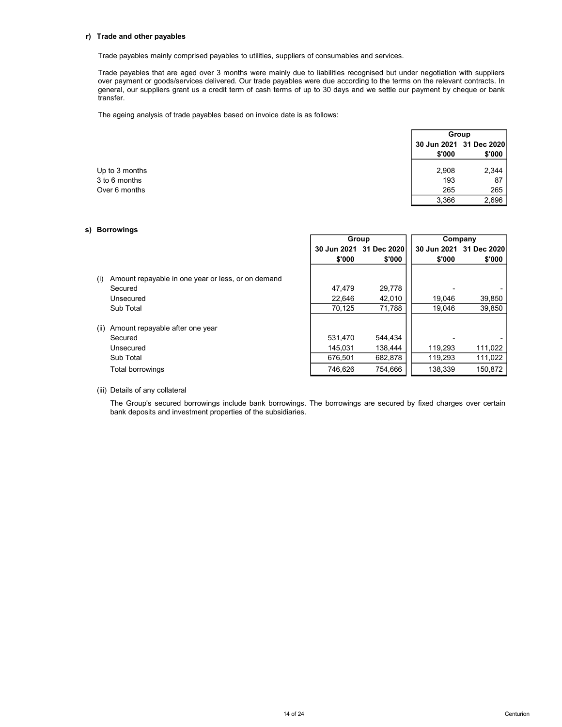**r) Trade and other payables**

Trade payables mainly comprised payables to utilities, suppliers of consumables and services.

Trade payables that are aged over 3 months were mainly due to liabilities recognised but under negotiation with suppliers over payment or goods/services delivered. Our trade payables were due according to the terms on the relevant contracts. In general, our suppliers grant us a credit term of cash terms of up to 30 days and we settle our payment by cheque or bank transfer.

The ageing analysis of trade payables based on invoice date is as follows:

| | Group | |
|---|---|---|
| | 30 Jun 2021 | 31 Dec 2020 |
| | $'000 | $'000 |
| Up to 3 months | 2,908 | 2,344 |
| 3 to 6 months | 193 | 87 |
| Over 6 months | 265 | 265 |
| | 3,366 | 2,696 |

**s) Borrowings**

| | Group | | Company | |
|---|---|---|---|---|
| | 30 Jun 2021 | 31 Dec 2020 | 30 Jun 2021 | 31 Dec 2020 |
| | $'000 | $'000 | $'000 | $'000 |
| (i) Amount repayable in one year or less, or on demand | | | | |
| Secured | 47,479 | 29,778 | - | - |
| Unsecured | 22,646 | 42,010 | 19,046 | 39,850 |
| Sub Total | 70,125 | 71,788 | 19,046 | 39,850 |
| (ii) Amount repayable after one year | | | | |
| Secured | 531,470 | 544,434 | - | - |
| Unsecured | 145,031 | 138,444 | 119,293 | 111,022 |
| Sub Total | 676,501 | 682,878 | 119,293 | 111,022 |
| Total borrowings | 746,626 | 754,666 | 138,339 | 150,872 |

(iii) Details of any collateral

The Group's secured borrowings include bank borrowings. The borrowings are secured by fixed charges over certain bank deposits and investment properties of the subsidiaries.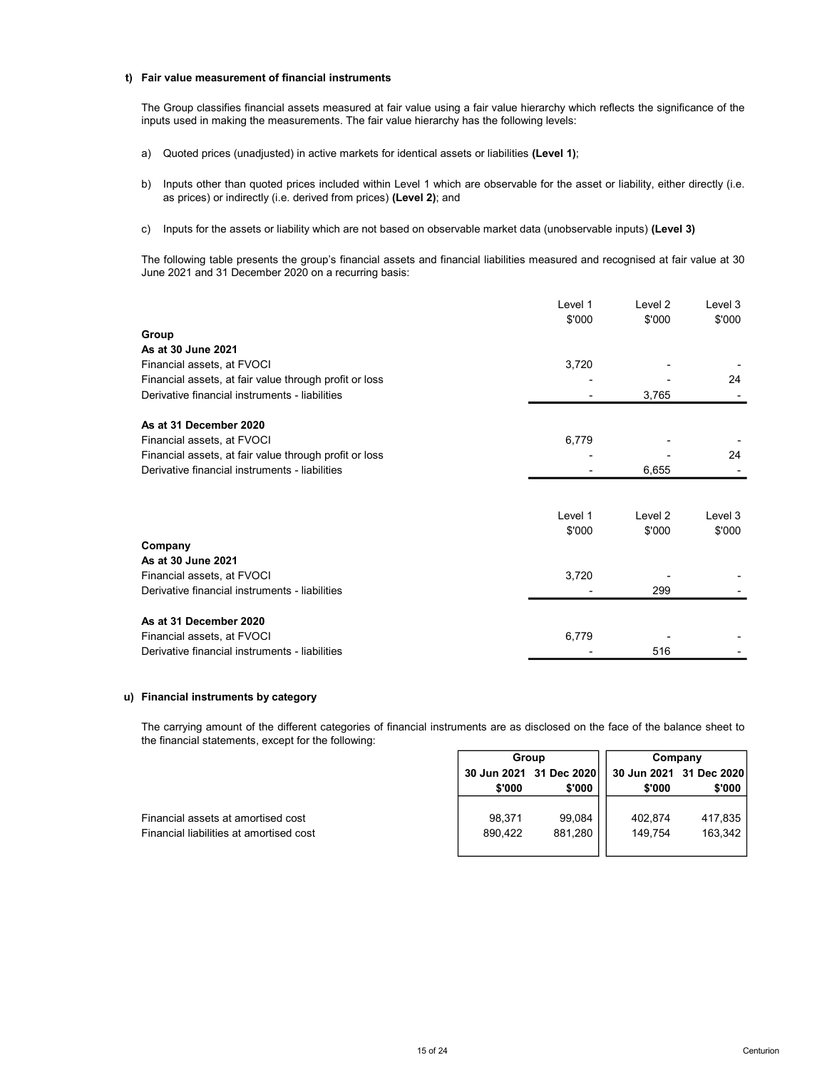### t) Fair value measurement of financial instruments

The Group classifies financial assets measured at fair value using a fair value hierarchy which reflects the significance of the inputs used in making the measurements. The fair value hierarchy has the following levels:

a) Quoted prices (unadjusted) in active markets for identical assets or liabilities **(Level 1)**;

b) Inputs other than quoted prices included within Level 1 which are observable for the asset or liability, either directly (i.e. as prices) or indirectly (i.e. derived from prices) **(Level 2)**; and

c) Inputs for the assets or liability which are not based on observable market data (unobservable inputs) **(Level 3)**

The following table presents the group's financial assets and financial liabilities measured and recognised at fair value at 30 June 2021 and 31 December 2020 on a recurring basis:

| | Level 1 | Level 2 | Level 3 |
|---|---|---|---|
| | $'000 | $'000 | $'000 |
| **Group** | | | |
| **As at 30 June 2021** | | | |
| Financial assets, at FVOCI | 3,720 | - | - |
| Financial assets, at fair value through profit or loss | - | - | 24 |
| Derivative financial instruments - liabilities | - | 3,765 | - |
| **As at 31 December 2020** | | | |
| Financial assets, at FVOCI | 6,779 | - | - |
| Financial assets, at fair value through profit or loss | - | - | 24 |
| Derivative financial instruments - liabilities | - | 6,655 | - |

| | Level 1 | Level 2 | Level 3 |
|---|---|---|---|
| | $'000 | $'000 | $'000 |
| **Company** | | | |
| **As at 30 June 2021** | | | |
| Financial assets, at FVOCI | 3,720 | - | - |
| Derivative financial instruments - liabilities | - | 299 | - |
| **As at 31 December 2020** | | | |
| Financial assets, at FVOCI | 6,779 | - | - |
| Derivative financial instruments - liabilities | - | 516 | - |

### u) Financial instruments by category

The carrying amount of the different categories of financial instruments are as disclosed on the face of the balance sheet to the financial statements, except for the following:

| | **Group** | | **Company** | |
|---|---|---|---|---|
| | **30 Jun 2021** | **31 Dec 2020** | **30 Jun 2021** | **31 Dec 2020** |
| | **$'000** | **$'000** | **$'000** | **$'000** |
| Financial assets at amortised cost | 98,371 | 99,084 | 402,874 | 417,835 |
| Financial liabilities at amortised cost | 890,422 | 881,280 | 149,754 | 163,342 |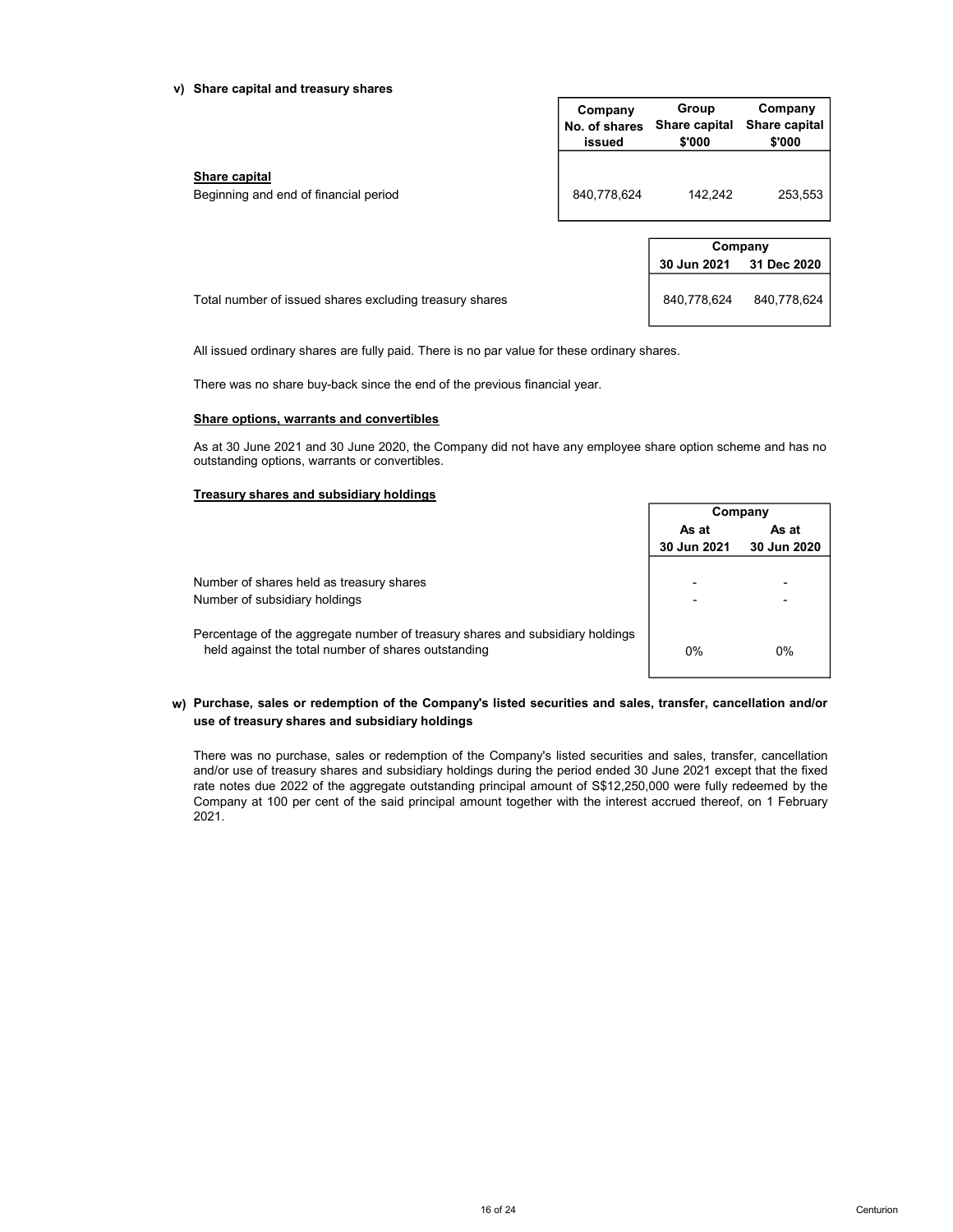**v) Share capital and treasury shares**

| | Company No. of shares issued | Group Share capital \$'000 | Company Share capital \$'000 |
|---|---|---|---|
| **Share capital** | | | |
| Beginning and end of financial period | 840,778,624 | 142,242 | 253,553 |

| | Company | |
|---|---|---|
| | 30 Jun 2021 | 31 Dec 2020 |
| Total number of issued shares excluding treasury shares | 840,778,624 | 840,778,624 |

All issued ordinary shares are fully paid. There is no par value for these ordinary shares.

There was no share buy-back since the end of the previous financial year.

**Share options, warrants and convertibles**

As at 30 June 2021 and 30 June 2020, the Company did not have any employee share option scheme and has no outstanding options, warrants or convertibles.

**Treasury shares and subsidiary holdings**

| | Company | |
|---|---|---|
| | As at 30 Jun 2021 | As at 30 Jun 2020 |
| Number of shares held as treasury shares | - | - |
| Number of subsidiary holdings | - | - |
| Percentage of the aggregate number of treasury shares and subsidiary holdings held against the total number of shares outstanding | 0% | 0% |

**w) Purchase, sales or redemption of the Company's listed securities and sales, transfer, cancellation and/or use of treasury shares and subsidiary holdings**

There was no purchase, sales or redemption of the Company's listed securities and sales, transfer, cancellation and/or use of treasury shares and subsidiary holdings during the period ended 30 June 2021 except that the fixed rate notes due 2022 of the aggregate outstanding principal amount of S\$12,250,000 were fully redeemed by the Company at 100 per cent of the said principal amount together with the interest accrued thereof, on 1 February 2021.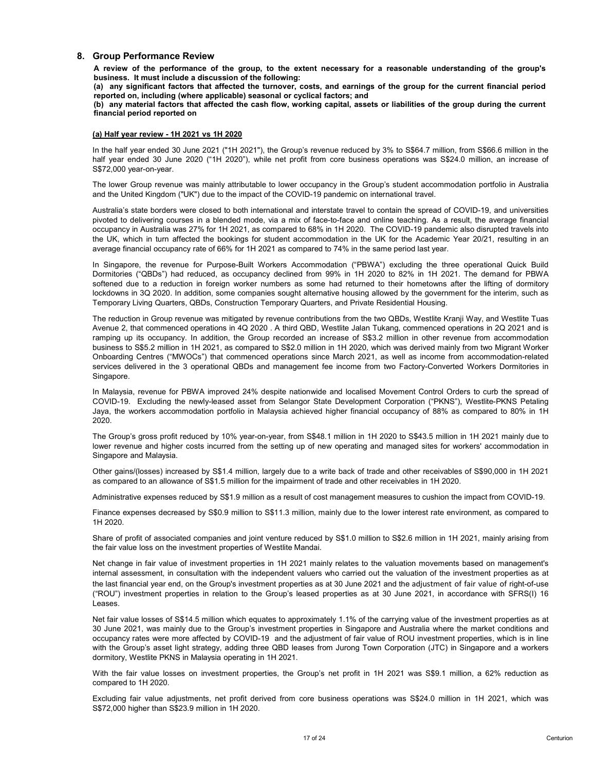## 8. Group Performance Review

**A review of the performance of the group, to the extent necessary for a reasonable understanding of the group's business. It must include a discussion of the following:**

**(a) any significant factors that affected the turnover, costs, and earnings of the group for the current financial period reported on, including (where applicable) seasonal or cyclical factors; and**

**(b) any material factors that affected the cash flow, working capital, assets or liabilities of the group during the current financial period reported on**

**(a) Half year review - 1H 2021 vs 1H 2020**

In the half year ended 30 June 2021 ("1H 2021"), the Group's revenue reduced by 3% to S$64.7 million, from S$66.6 million in the half year ended 30 June 2020 ("1H 2020"), while net profit from core business operations was S$24.0 million, an increase of S$72,000 year-on-year.

The lower Group revenue was mainly attributable to lower occupancy in the Group's student accommodation portfolio in Australia and the United Kingdom ("UK") due to the impact of the COVID-19 pandemic on international travel.

Australia's state borders were closed to both international and interstate travel to contain the spread of COVID-19, and universities pivoted to delivering courses in a blended mode, via a mix of face-to-face and online teaching. As a result, the average financial occupancy in Australia was 27% for 1H 2021, as compared to 68% in 1H 2020. The COVID-19 pandemic also disrupted travels into the UK, which in turn affected the bookings for student accommodation in the UK for the Academic Year 20/21, resulting in an average financial occupancy rate of 66% for 1H 2021 as compared to 74% in the same period last year.

In Singapore, the revenue for Purpose-Built Workers Accommodation ("PBWA") excluding the three operational Quick Build Dormitories ("QBDs") had reduced, as occupancy declined from 99% in 1H 2020 to 82% in 1H 2021. The demand for PBWA softened due to a reduction in foreign worker numbers as some had returned to their hometowns after the lifting of dormitory lockdowns in 3Q 2020. In addition, some companies sought alternative housing allowed by the government for the interim, such as Temporary Living Quarters, QBDs, Construction Temporary Quarters, and Private Residential Housing.

The reduction in Group revenue was mitigated by revenue contributions from the two QBDs, Westlite Kranji Way, and Westlite Tuas Avenue 2, that commenced operations in 4Q 2020 . A third QBD, Westlite Jalan Tukang, commenced operations in 2Q 2021 and is ramping up its occupancy. In addition, the Group recorded an increase of S$3.2 million in other revenue from accommodation business to S$5.2 million in 1H 2021, as compared to S$2.0 million in 1H 2020, which was derived mainly from two Migrant Worker Onboarding Centres ("MWOCs") that commenced operations since March 2021, as well as income from accommodation-related services delivered in the 3 operational QBDs and management fee income from two Factory-Converted Workers Dormitories in Singapore.

In Malaysia, revenue for PBWA improved 24% despite nationwide and localised Movement Control Orders to curb the spread of COVID-19. Excluding the newly-leased asset from Selangor State Development Corporation ("PKNS"), Westlite-PKNS Petaling Jaya, the workers accommodation portfolio in Malaysia achieved higher financial occupancy of 88% as compared to 80% in 1H 2020.

The Group's gross profit reduced by 10% year-on-year, from S$48.1 million in 1H 2020 to S$43.5 million in 1H 2021 mainly due to lower revenue and higher costs incurred from the setting up of new operating and managed sites for workers' accommodation in Singapore and Malaysia.

Other gains/(losses) increased by S$1.4 million, largely due to a write back of trade and other receivables of S$90,000 in 1H 2021 as compared to an allowance of S$1.5 million for the impairment of trade and other receivables in 1H 2020.

Administrative expenses reduced by S$1.9 million as a result of cost management measures to cushion the impact from COVID-19.

Finance expenses decreased by S$0.9 million to S$11.3 million, mainly due to the lower interest rate environment, as compared to 1H 2020.

Share of profit of associated companies and joint venture reduced by S$1.0 million to S$2.6 million in 1H 2021, mainly arising from the fair value loss on the investment properties of Westlite Mandai.

Net change in fair value of investment properties in 1H 2021 mainly relates to the valuation movements based on management's internal assessment, in consultation with the independent valuers who carried out the valuation of the investment properties as at the last financial year end, on the Group's investment properties as at 30 June 2021 and the adjustment of fair value of right-of-use ("ROU") investment properties in relation to the Group's leased properties as at 30 June 2021, in accordance with SFRS(I) 16 Leases.

Net fair value losses of S$14.5 million which equates to approximately 1.1% of the carrying value of the investment properties as at 30 June 2021, was mainly due to the Group's investment properties in Singapore and Australia where the market conditions and occupancy rates were more affected by COVID-19 and the adjustment of fair value of ROU investment properties, which is in line with the Group's asset light strategy, adding three QBD leases from Jurong Town Corporation (JTC) in Singapore and a workers dormitory, Westlite PKNS in Malaysia operating in 1H 2021.

With the fair value losses on investment properties, the Group's net profit in 1H 2021 was S$9.1 million, a 62% reduction as compared to 1H 2020.

Excluding fair value adjustments, net profit derived from core business operations was S$24.0 million in 1H 2021, which was S$72,000 higher than S$23.9 million in 1H 2020.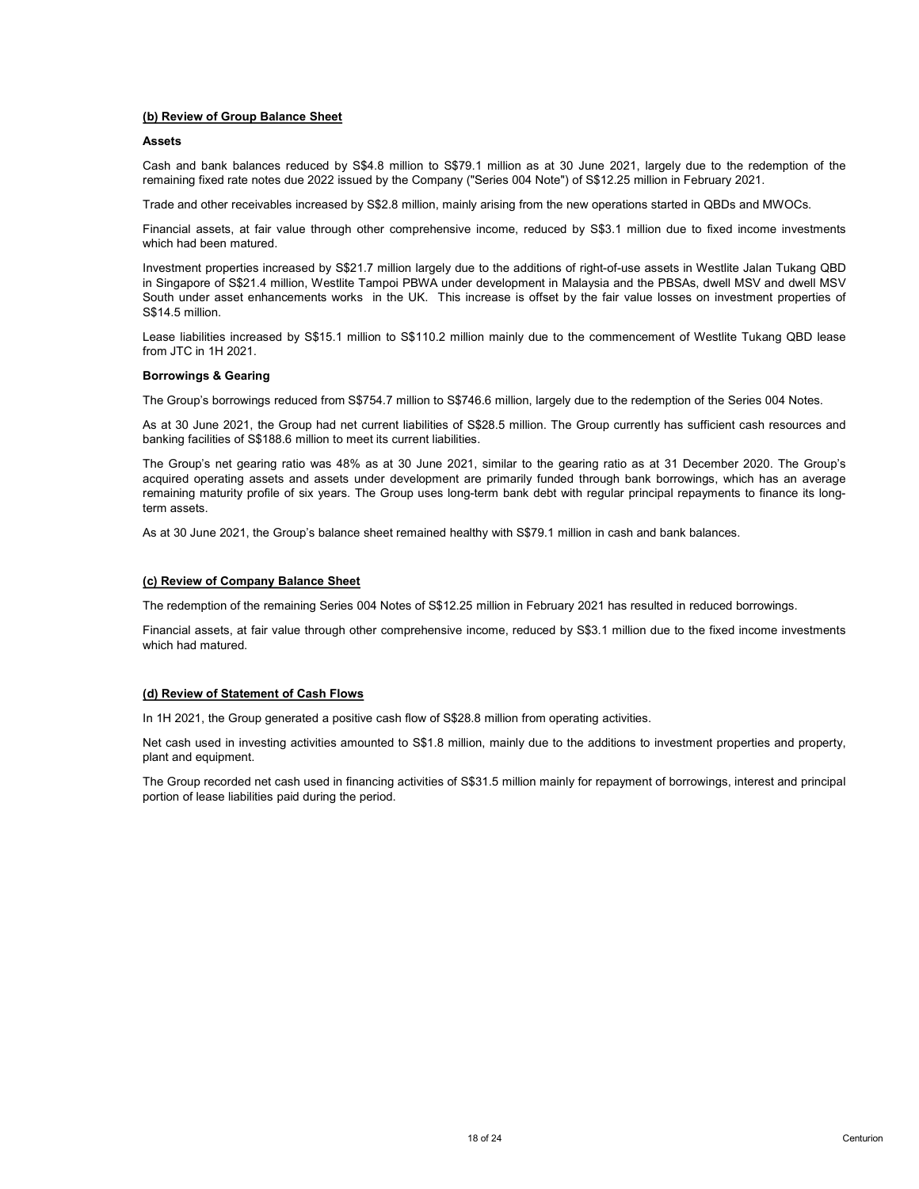#### (b) Review of Group Balance Sheet

**Assets**

Cash and bank balances reduced by S$4.8 million to S$79.1 million as at 30 June 2021, largely due to the redemption of the remaining fixed rate notes due 2022 issued by the Company ("Series 004 Note") of S$12.25 million in February 2021.

Trade and other receivables increased by S$2.8 million, mainly arising from the new operations started in QBDs and MWOCs.

Financial assets, at fair value through other comprehensive income, reduced by S$3.1 million due to fixed income investments which had been matured.

Investment properties increased by S$21.7 million largely due to the additions of right-of-use assets in Westlite Jalan Tukang QBD in Singapore of S$21.4 million, Westlite Tampoi PBWA under development in Malaysia and the PBSAs, dwell MSV and dwell MSV South under asset enhancements works in the UK. This increase is offset by the fair value losses on investment properties of S$14.5 million.

Lease liabilities increased by S$15.1 million to S$110.2 million mainly due to the commencement of Westlite Tukang QBD lease from JTC in 1H 2021.

**Borrowings & Gearing**

The Group's borrowings reduced from S$754.7 million to S$746.6 million, largely due to the redemption of the Series 004 Notes.

As at 30 June 2021, the Group had net current liabilities of S$28.5 million. The Group currently has sufficient cash resources and banking facilities of S$188.6 million to meet its current liabilities.

The Group's net gearing ratio was 48% as at 30 June 2021, similar to the gearing ratio as at 31 December 2020. The Group's acquired operating assets and assets under development are primarily funded through bank borrowings, which has an average remaining maturity profile of six years. The Group uses long-term bank debt with regular principal repayments to finance its long-term assets.

As at 30 June 2021, the Group's balance sheet remained healthy with S$79.1 million in cash and bank balances.

#### (c) Review of Company Balance Sheet

The redemption of the remaining Series 004 Notes of S$12.25 million in February 2021 has resulted in reduced borrowings.

Financial assets, at fair value through other comprehensive income, reduced by S$3.1 million due to the fixed income investments which had matured.

#### (d) Review of Statement of Cash Flows

In 1H 2021, the Group generated a positive cash flow of S$28.8 million from operating activities.

Net cash used in investing activities amounted to S$1.8 million, mainly due to the additions to investment properties and property, plant and equipment.

The Group recorded net cash used in financing activities of S$31.5 million mainly for repayment of borrowings, interest and principal portion of lease liabilities paid during the period.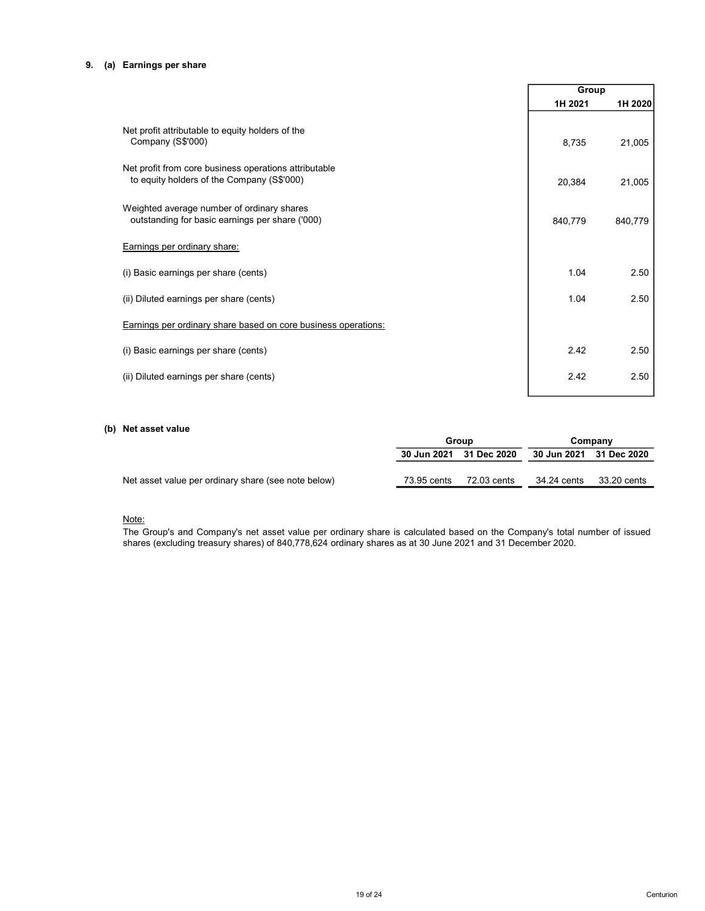## 9. (a) Earnings per share

| | Group | |
|---|---|---|
| | 1H 2021 | 1H 2020 |
| Net profit attributable to equity holders of the Company (S$'000) | 8,735 | 21,005 |
| Net profit from core business operations attributable to equity holders of the Company (S$'000) | 20,384 | 21,005 |
| Weighted average number of ordinary shares outstanding for basic earnings per share ('000) | 840,779 | 840,779 |
| <u>Earnings per ordinary share:</u> | | |
| (i) Basic earnings per share (cents) | 1.04 | 2.50 |
| (ii) Diluted earnings per share (cents) | 1.04 | 2.50 |
| <u>Earnings per ordinary share based on core business operations:</u> | | |
| (i) Basic earnings per share (cents) | 2.42 | 2.50 |
| (ii) Diluted earnings per share (cents) | 2.42 | 2.50 |

### (b) Net asset value

| | Group | | Company | |
|---|---|---|---|---|
| | 30 Jun 2021 | 31 Dec 2020 | 30 Jun 2021 | 31 Dec 2020 |
| Net asset value per ordinary share (see note below) | 73.95 cents | 72.03 cents | 34.24 cents | 33.20 cents |

<u>Note:</u>

The Group's and Company's net asset value per ordinary share is calculated based on the Company's total number of issued shares (excluding treasury shares) of 840,778,624 ordinary shares as at 30 June 2021 and 31 December 2020.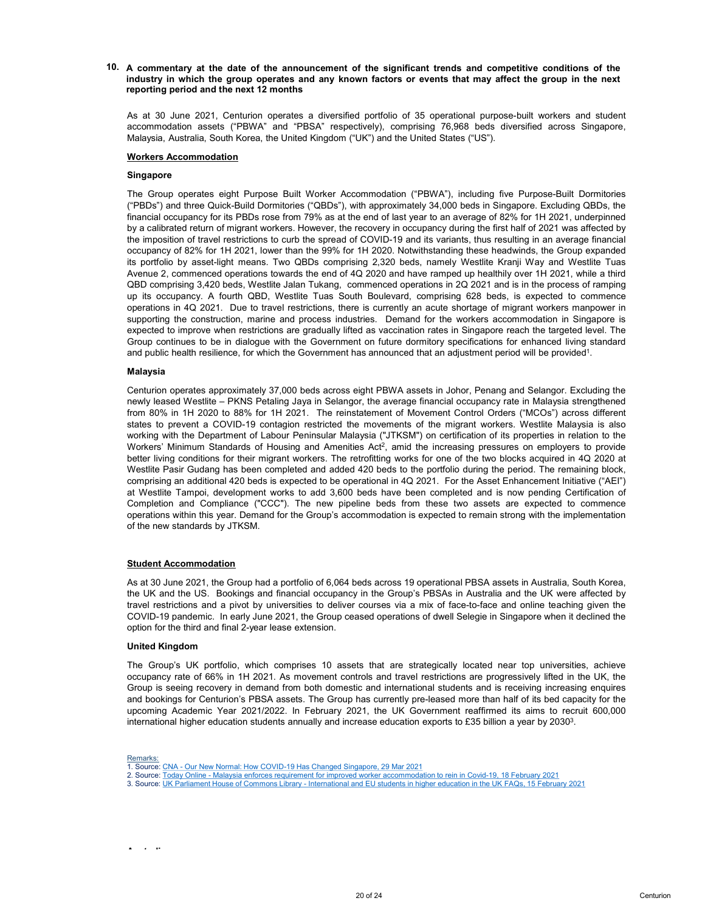**10. A commentary at the date of the announcement of the significant trends and competitive conditions of the industry in which the group operates and any known factors or events that may affect the group in the next reporting period and the next 12 months**

As at 30 June 2021, Centurion operates a diversified portfolio of 35 operational purpose-built workers and student accommodation assets ("PBWA" and "PBSA" respectively), comprising 76,968 beds diversified across Singapore, Malaysia, Australia, South Korea, the United Kingdom ("UK") and the United States ("US").

**Workers Accommodation**

**Singapore**

The Group operates eight Purpose Built Worker Accommodation ("PBWA"), including five Purpose-Built Dormitories ("PBDs") and three Quick-Build Dormitories ("QBDs"), with approximately 34,000 beds in Singapore. Excluding QBDs, the financial occupancy for its PBDs rose from 79% as at the end of last year to an average of 82% for 1H 2021, underpinned by a calibrated return of migrant workers. However, the recovery in occupancy during the first half of 2021 was affected by the imposition of travel restrictions to curb the spread of COVID-19 and its variants, thus resulting in an average financial occupancy of 82% for 1H 2021, lower than the 99% for 1H 2020. Notwithstanding these headwinds, the Group expanded its portfolio by asset-light means. Two QBDs comprising 2,320 beds, namely Westlite Kranji Way and Westlite Tuas Avenue 2, commenced operations towards the end of 4Q 2020 and have ramped up healthily over 1H 2021, while a third QBD comprising 3,420 beds, Westlite Jalan Tukang, commenced operations in 2Q 2021 and is in the process of ramping up its occupancy. A fourth QBD, Westlite Tuas South Boulevard, comprising 628 beds, is expected to commence operations in 4Q 2021. Due to travel restrictions, there is currently an acute shortage of migrant workers manpower in supporting the construction, marine and process industries. Demand for the workers accommodation in Singapore is expected to improve when restrictions are gradually lifted as vaccination rates in Singapore reach the targeted level. The Group continues to be in dialogue with the Government on future dormitory specifications for enhanced living standard and public health resilience, for which the Government has announced that an adjustment period will be provided[1].

**Malaysia**

Centurion operates approximately 37,000 beds across eight PBWA assets in Johor, Penang and Selangor. Excluding the newly leased Westlite – PKNS Petaling Jaya in Selangor, the average financial occupancy rate in Malaysia strengthened from 80% in 1H 2020 to 88% for 1H 2021. The reinstatement of Movement Control Orders ("MCOs") across different states to prevent a COVID-19 contagion restricted the movements of the migrant workers. Westlite Malaysia is also working with the Department of Labour Peninsular Malaysia ("JTKSM") on certification of its properties in relation to the Workers' Minimum Standards of Housing and Amenities Act[2], amid the increasing pressures on employers to provide better living conditions for their migrant workers. The retrofitting works for one of the two blocks acquired in 4Q 2020 at Westlite Pasir Gudang has been completed and added 420 beds to the portfolio during the period. The remaining block, comprising an additional 420 beds is expected to be operational in 4Q 2021. For the Asset Enhancement Initiative ("AEI") at Westlite Tampoi, development works to add 3,600 beds have been completed and is now pending Certification of Completion and Compliance ("CCC"). The new pipeline beds from these two assets are expected to commence operations within this year. Demand for the Group's accommodation is expected to remain strong with the implementation of the new standards by JTKSM.

**Student Accommodation**

As at 30 June 2021, the Group had a portfolio of 6,064 beds across 19 operational PBSA assets in Australia, South Korea, the UK and the US. Bookings and financial occupancy in the Group's PBSAs in Australia and the UK were affected by travel restrictions and a pivot by universities to deliver courses via a mix of face-to-face and online teaching given the COVID-19 pandemic. In early June 2021, the Group ceased operations of dwell Selegie in Singapore when it declined the option for the third and final 2-year lease extension.

**United Kingdom**

The Group's UK portfolio, which comprises 10 assets that are strategically located near top universities, achieve occupancy rate of 66% in 1H 2021. As movement controls and travel restrictions are progressively lifted in the UK, the Group is seeing recovery in demand from both domestic and international students and is receiving increasing enquires and bookings for Centurion's PBSA assets. The Group has currently pre-leased more than half of its bed capacity for the upcoming Academic Year 2021/2022. In February 2021, the UK Government reaffirmed its aims to recruit 600,000 international higher education students annually and increase education exports to £35 billion a year by 2030[3].

Remarks:
1. Source: CNA - Our New Normal: How COVID-19 Has Changed Singapore, 29 Mar 2021
2. Source: Today Online - Malaysia enforces requirement for improved worker accommodation to rein in Covid-19, 18 February 2021
3. Source: UK Parliament House of Commons Library - International and EU students in higher education in the UK FAQs, 15 February 2021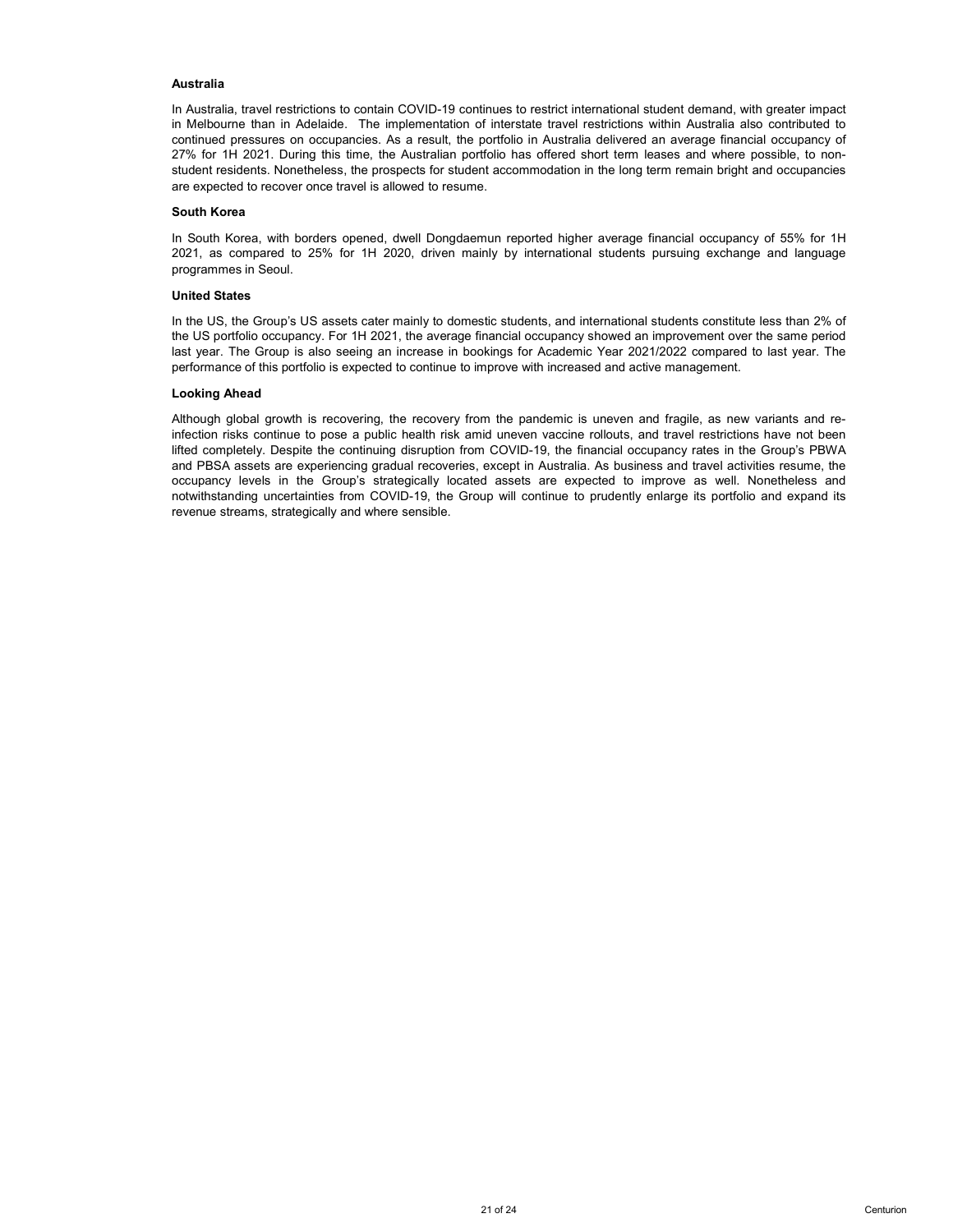**Australia**

In Australia, travel restrictions to contain COVID-19 continues to restrict international student demand, with greater impact in Melbourne than in Adelaide. The implementation of interstate travel restrictions within Australia also contributed to continued pressures on occupancies. As a result, the portfolio in Australia delivered an average financial occupancy of 27% for 1H 2021. During this time, the Australian portfolio has offered short term leases and where possible, to non-student residents. Nonetheless, the prospects for student accommodation in the long term remain bright and occupancies are expected to recover once travel is allowed to resume.

**South Korea**

In South Korea, with borders opened, dwell Dongdaemun reported higher average financial occupancy of 55% for 1H 2021, as compared to 25% for 1H 2020, driven mainly by international students pursuing exchange and language programmes in Seoul.

**United States**

In the US, the Group's US assets cater mainly to domestic students, and international students constitute less than 2% of the US portfolio occupancy. For 1H 2021, the average financial occupancy showed an improvement over the same period last year. The Group is also seeing an increase in bookings for Academic Year 2021/2022 compared to last year. The performance of this portfolio is expected to continue to improve with increased and active management.

**Looking Ahead**

Although global growth is recovering, the recovery from the pandemic is uneven and fragile, as new variants and re-infection risks continue to pose a public health risk amid uneven vaccine rollouts, and travel restrictions have not been lifted completely. Despite the continuing disruption from COVID-19, the financial occupancy rates in the Group's PBWA and PBSA assets are experiencing gradual recoveries, except in Australia. As business and travel activities resume, the occupancy levels in the Group's strategically located assets are expected to improve as well. Nonetheless and notwithstanding uncertainties from COVID-19, the Group will continue to prudently enlarge its portfolio and expand its revenue streams, strategically and where sensible.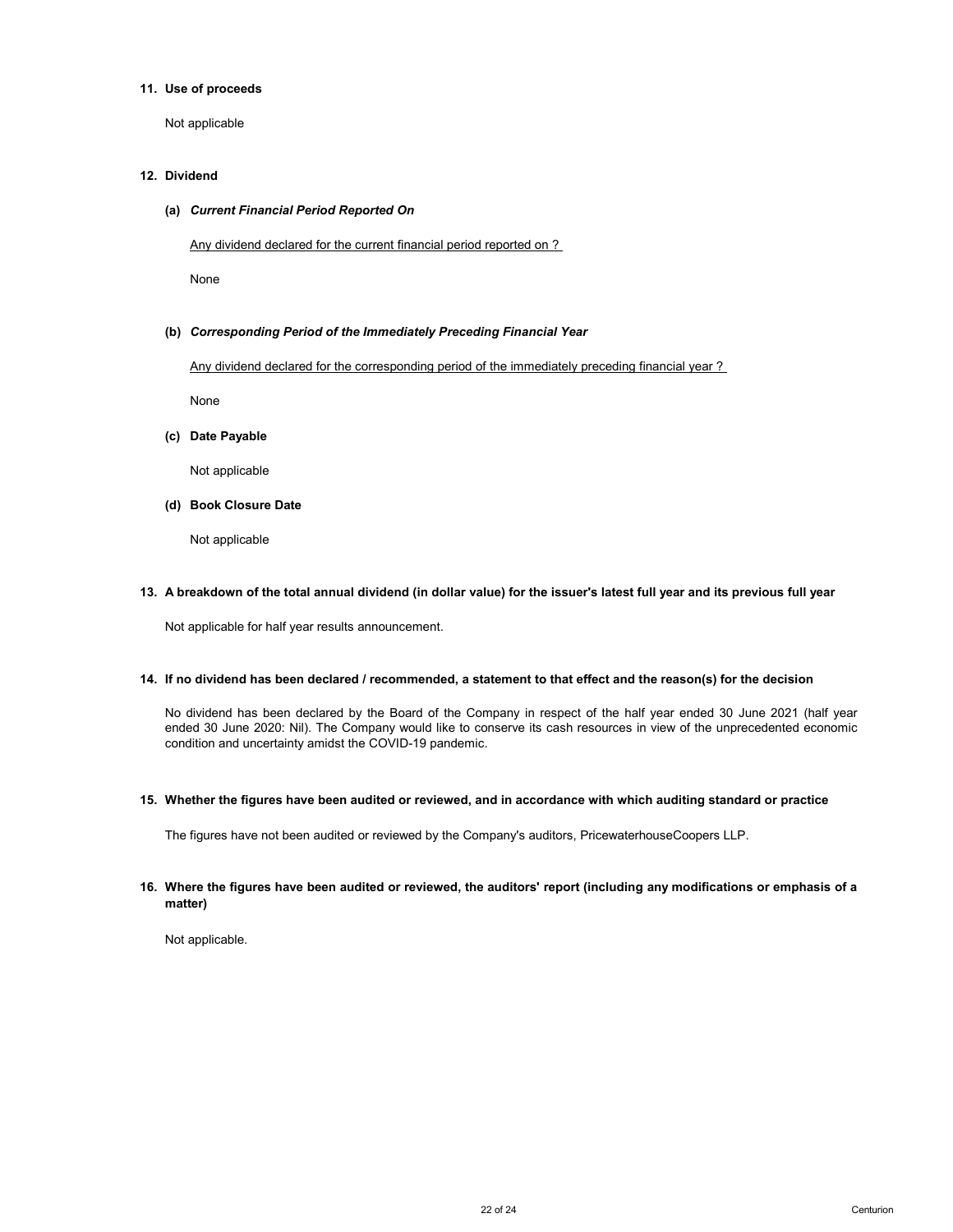## 11. Use of proceeds

Not applicable

## 12. Dividend

### (a) *Current Financial Period Reported On*

Any dividend declared for the current financial period reported on ?

None

### (b) *Corresponding Period of the Immediately Preceding Financial Year*

Any dividend declared for the corresponding period of the immediately preceding financial year ?

None

### (c) Date Payable

Not applicable

### (d) Book Closure Date

Not applicable

## 13. A breakdown of the total annual dividend (in dollar value) for the issuer's latest full year and its previous full year

Not applicable for half year results announcement.

## 14. If no dividend has been declared / recommended, a statement to that effect and the reason(s) for the decision

No dividend has been declared by the Board of the Company in respect of the half year ended 30 June 2021 (half year ended 30 June 2020: Nil). The Company would like to conserve its cash resources in view of the unprecedented economic condition and uncertainty amidst the COVID-19 pandemic.

## 15. Whether the figures have been audited or reviewed, and in accordance with which auditing standard or practice

The figures have not been audited or reviewed by the Company's auditors, PricewaterhouseCoopers LLP.

## 16. Where the figures have been audited or reviewed, the auditors' report (including any modifications or emphasis of a matter)

Not applicable.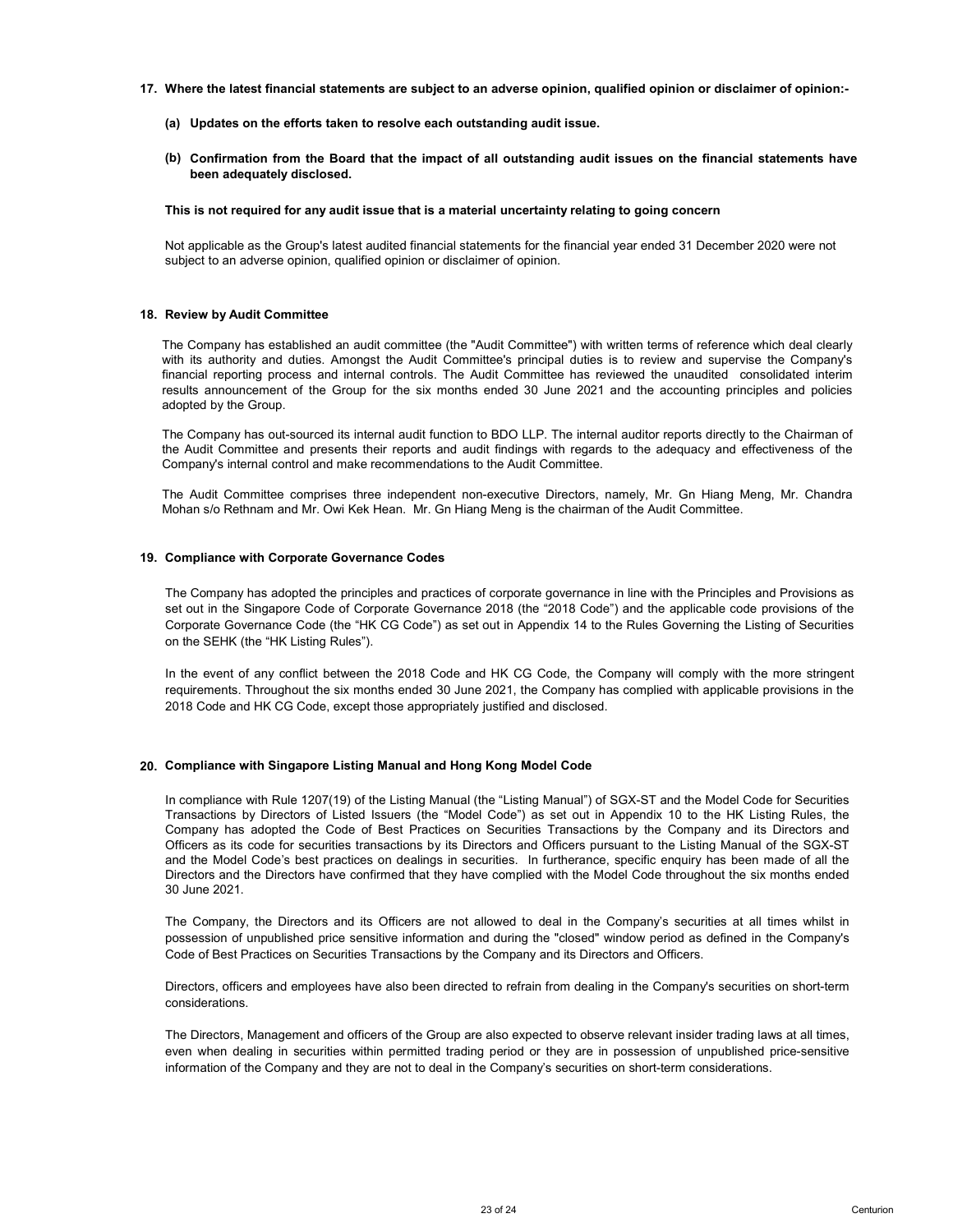## 17. Where the latest financial statements are subject to an adverse opinion, qualified opinion or disclaimer of opinion:-

**(a) Updates on the efforts taken to resolve each outstanding audit issue.**

**(b) Confirmation from the Board that the impact of all outstanding audit issues on the financial statements have been adequately disclosed.**

**This is not required for any audit issue that is a material uncertainty relating to going concern**

Not applicable as the Group's latest audited financial statements for the financial year ended 31 December 2020 were not subject to an adverse opinion, qualified opinion or disclaimer of opinion.

## 18. Review by Audit Committee

The Company has established an audit committee (the "Audit Committee") with written terms of reference which deal clearly with its authority and duties. Amongst the Audit Committee's principal duties is to review and supervise the Company's financial reporting process and internal controls. The Audit Committee has reviewed the unaudited consolidated interim results announcement of the Group for the six months ended 30 June 2021 and the accounting principles and policies adopted by the Group.

The Company has out-sourced its internal audit function to BDO LLP. The internal auditor reports directly to the Chairman of the Audit Committee and presents their reports and audit findings with regards to the adequacy and effectiveness of the Company's internal control and make recommendations to the Audit Committee.

The Audit Committee comprises three independent non-executive Directors, namely, Mr. Gn Hiang Meng, Mr. Chandra Mohan s/o Rethnam and Mr. Owi Kek Hean. Mr. Gn Hiang Meng is the chairman of the Audit Committee.

## 19. Compliance with Corporate Governance Codes

The Company has adopted the principles and practices of corporate governance in line with the Principles and Provisions as set out in the Singapore Code of Corporate Governance 2018 (the "2018 Code") and the applicable code provisions of the Corporate Governance Code (the "HK CG Code") as set out in Appendix 14 to the Rules Governing the Listing of Securities on the SEHK (the "HK Listing Rules").

In the event of any conflict between the 2018 Code and HK CG Code, the Company will comply with the more stringent requirements. Throughout the six months ended 30 June 2021, the Company has complied with applicable provisions in the 2018 Code and HK CG Code, except those appropriately justified and disclosed.

## 20. Compliance with Singapore Listing Manual and Hong Kong Model Code

In compliance with Rule 1207(19) of the Listing Manual (the "Listing Manual") of SGX-ST and the Model Code for Securities Transactions by Directors of Listed Issuers (the "Model Code") as set out in Appendix 10 to the HK Listing Rules, the Company has adopted the Code of Best Practices on Securities Transactions by the Company and its Directors and Officers as its code for securities transactions by its Directors and Officers pursuant to the Listing Manual of the SGX-ST and the Model Code's best practices on dealings in securities. In furtherance, specific enquiry has been made of all the Directors and the Directors have confirmed that they have complied with the Model Code throughout the six months ended 30 June 2021.

The Company, the Directors and its Officers are not allowed to deal in the Company's securities at all times whilst in possession of unpublished price sensitive information and during the "closed" window period as defined in the Company's Code of Best Practices on Securities Transactions by the Company and its Directors and Officers.

Directors, officers and employees have also been directed to refrain from dealing in the Company's securities on short-term considerations.

The Directors, Management and officers of the Group are also expected to observe relevant insider trading laws at all times, even when dealing in securities within permitted trading period or they are in possession of unpublished price-sensitive information of the Company and they are not to deal in the Company's securities on short-term considerations.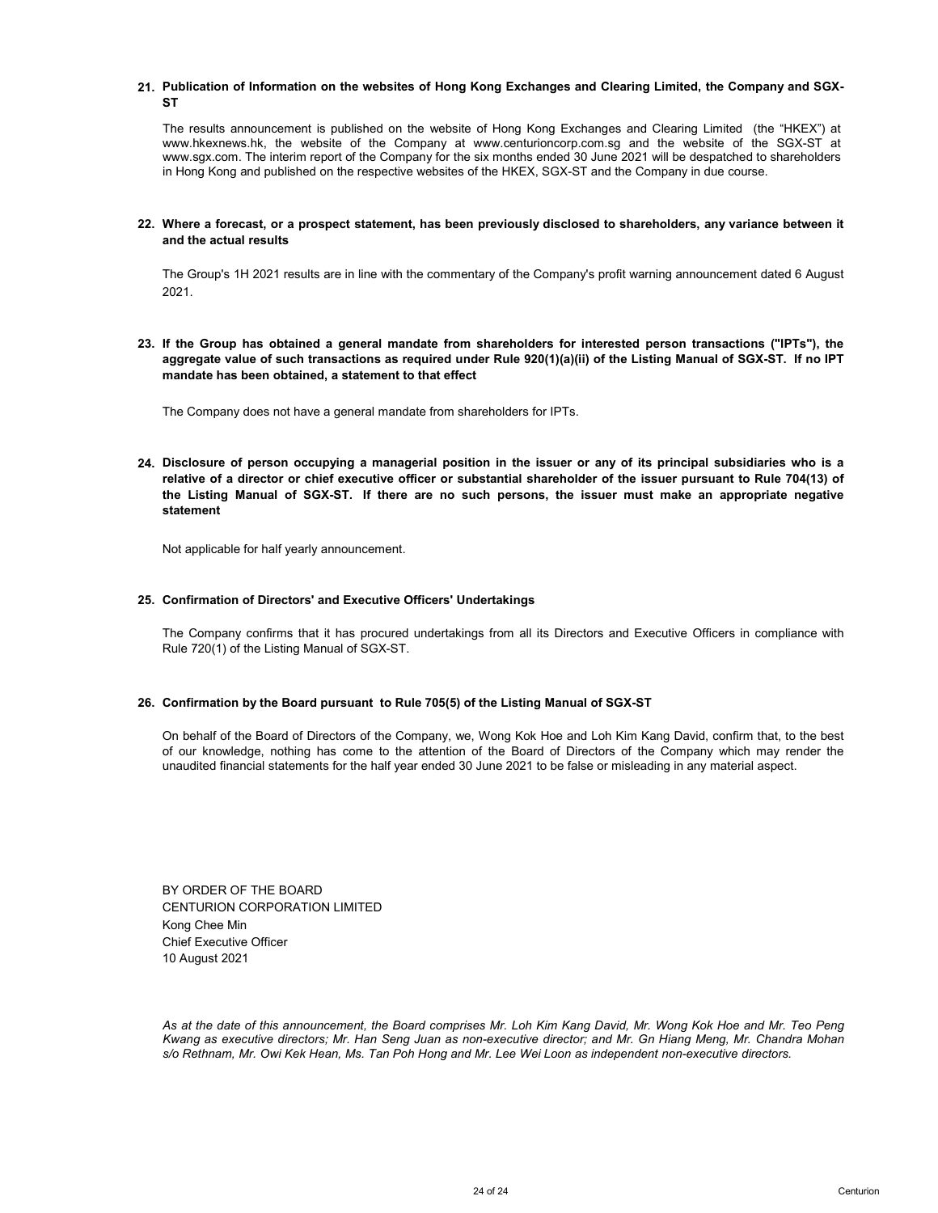**21. Publication of Information on the websites of Hong Kong Exchanges and Clearing Limited, the Company and SGX-ST**

The results announcement is published on the website of Hong Kong Exchanges and Clearing Limited (the "HKEX") at www.hkexnews.hk, the website of the Company at www.centurioncorp.com.sg and the website of the SGX-ST at www.sgx.com. The interim report of the Company for the six months ended 30 June 2021 will be despatched to shareholders in Hong Kong and published on the respective websites of the HKEX, SGX-ST and the Company in due course.

**22. Where a forecast, or a prospect statement, has been previously disclosed to shareholders, any variance between it and the actual results**

The Group's 1H 2021 results are in line with the commentary of the Company's profit warning announcement dated 6 August 2021.

**23. If the Group has obtained a general mandate from shareholders for interested person transactions ("IPTs"), the aggregate value of such transactions as required under Rule 920(1)(a)(ii) of the Listing Manual of SGX-ST. If no IPT mandate has been obtained, a statement to that effect**

The Company does not have a general mandate from shareholders for IPTs.

**24. Disclosure of person occupying a managerial position in the issuer or any of its principal subsidiaries who is a relative of a director or chief executive officer or substantial shareholder of the issuer pursuant to Rule 704(13) of the Listing Manual of SGX-ST. If there are no such persons, the issuer must make an appropriate negative statement**

Not applicable for half yearly announcement.

**25. Confirmation of Directors' and Executive Officers' Undertakings**

The Company confirms that it has procured undertakings from all its Directors and Executive Officers in compliance with Rule 720(1) of the Listing Manual of SGX-ST.

**26. Confirmation by the Board pursuant to Rule 705(5) of the Listing Manual of SGX-ST**

On behalf of the Board of Directors of the Company, we, Wong Kok Hoe and Loh Kim Kang David, confirm that, to the best of our knowledge, nothing has come to the attention of the Board of Directors of the Company which may render the unaudited financial statements for the half year ended 30 June 2021 to be false or misleading in any material aspect.

BY ORDER OF THE BOARD
CENTURION CORPORATION LIMITED
Kong Chee Min
Chief Executive Officer
10 August 2021

*As at the date of this announcement, the Board comprises Mr. Loh Kim Kang David, Mr. Wong Kok Hoe and Mr. Teo Peng Kwang as executive directors; Mr. Han Seng Juan as non-executive director; and Mr. Gn Hiang Meng, Mr. Chandra Mohan s/o Rethnam, Mr. Owi Kek Hean, Ms. Tan Poh Hong and Mr. Lee Wei Loon as independent non-executive directors.*